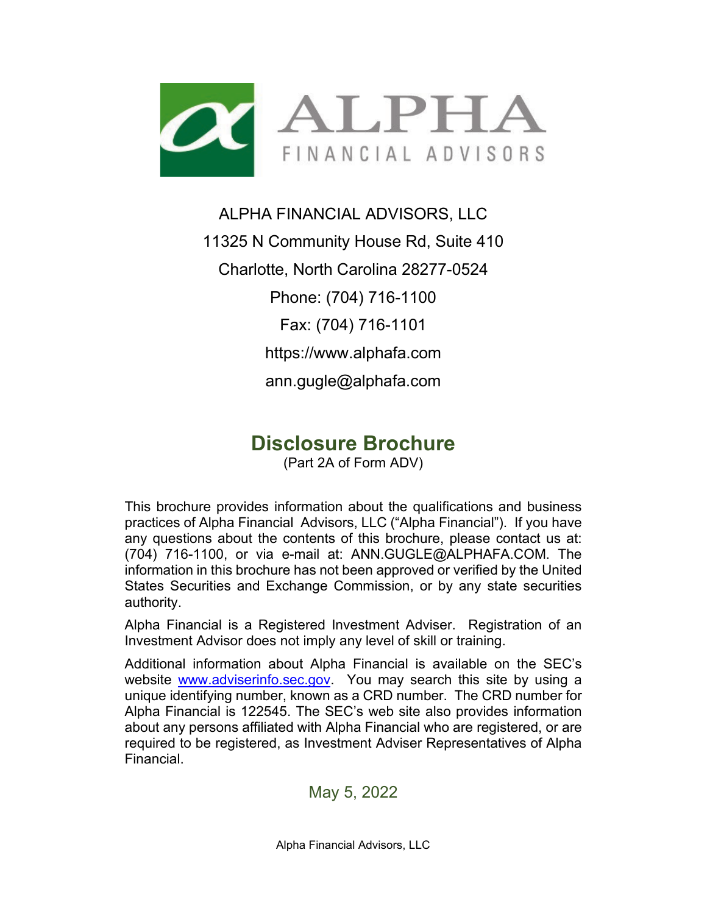ALPHA FINANCIAL ADVISORS, LLC

11325 N Community House Rd, Suite 410

Charlotte, North Carolina 28277-0524

Phone: (704) 716-1100

Fax: (704) 716-1101

https://www.alphafa.com

ann.gugle@alphafa.com

# Disclosure Brochure

(Part 2A of Form ADV)

This brochure provides information about the qualifications and business practices of Alpha Financial Advisors, LLC ("Alpha Financial"). If you have any questions about the contents of this brochure, please contact us at: (704) 716-1100, or via e-mail at: ANN.GUGLE@ALPHAFA.COM. The information in this brochure has not been approved or verified by the United States Securities and Exchange Commission, or by any state securities authority.

Alpha Financial is a Registered Investment Adviser. Registration of an Investment Advisor does not imply any level of skill or training.

Additional information about Alpha Financial is available on the SEC's website www.adviserinfo.sec.gov. You may search this site by using a unique identifying number, known as a CRD number. The CRD number for Alpha Financial is 122545. The SEC's web site also provides information about any persons affiliated with Alpha Financial who are registered, or are required to be registered, as Investment Adviser Representatives of Alpha Financial.

May 5, 2022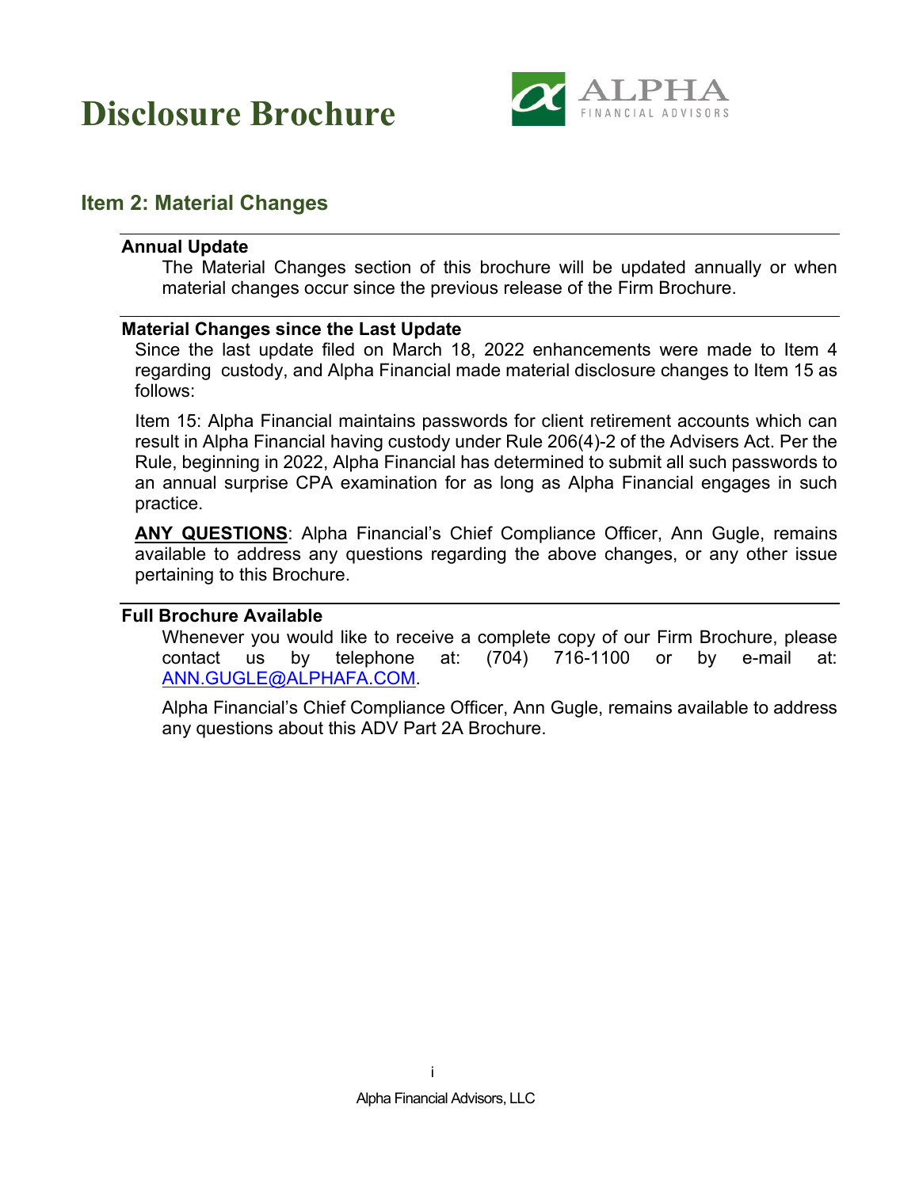# Disclosure Brochure

## Item 2: Material Changes

**Annual Update**

The Material Changes section of this brochure will be updated annually or when material changes occur since the previous release of the Firm Brochure.

**Material Changes since the Last Update**

Since the last update filed on March 18, 2022 enhancements were made to Item 4 regarding custody, and Alpha Financial made material disclosure changes to Item 15 as follows:

Item 15: Alpha Financial maintains passwords for client retirement accounts which can result in Alpha Financial having custody under Rule 206(4)-2 of the Advisers Act. Per the Rule, beginning in 2022, Alpha Financial has determined to submit all such passwords to an annual surprise CPA examination for as long as Alpha Financial engages in such practice.

**ANY QUESTIONS**: Alpha Financial's Chief Compliance Officer, Ann Gugle, remains available to address any questions regarding the above changes, or any other issue pertaining to this Brochure.

**Full Brochure Available**

Whenever you would like to receive a complete copy of our Firm Brochure, please contact us by telephone at: (704) 716-1100 or by e-mail at: ANN.GUGLE@ALPHAFA.COM.

Alpha Financial's Chief Compliance Officer, Ann Gugle, remains available to address any questions about this ADV Part 2A Brochure.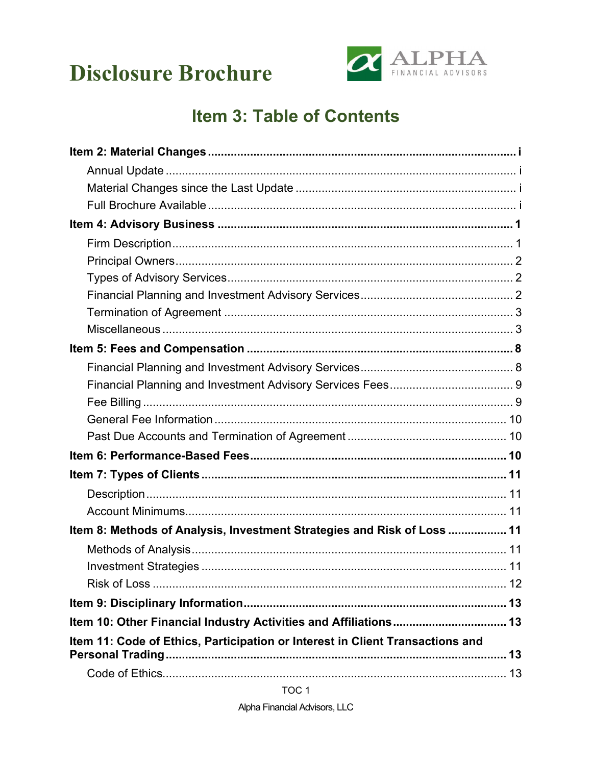# Disclosure Brochure

## Item 3: Table of Contents

**Item 2: Material Changes** ..... i

- Annual Update ..... i
- Material Changes since the Last Update ..... i
- Full Brochure Available ..... i

**Item 4: Advisory Business** ..... 1

- Firm Description ..... 1
- Principal Owners ..... 2
- Types of Advisory Services ..... 2
- Financial Planning and Investment Advisory Services ..... 2
- Termination of Agreement ..... 3
- Miscellaneous ..... 3

**Item 5: Fees and Compensation** ..... 8

- Financial Planning and Investment Advisory Services ..... 8
- Financial Planning and Investment Advisory Services Fees ..... 9
- Fee Billing ..... 9
- General Fee Information ..... 10
- Past Due Accounts and Termination of Agreement ..... 10

**Item 6: Performance-Based Fees** ..... 10

**Item 7: Types of Clients** ..... 11

- Description ..... 11
- Account Minimums ..... 11

**Item 8: Methods of Analysis, Investment Strategies and Risk of Loss** ..... 11

- Methods of Analysis ..... 11
- Investment Strategies ..... 11
- Risk of Loss ..... 12

**Item 9: Disciplinary Information** ..... 13

**Item 10: Other Financial Industry Activities and Affiliations** ..... 13

**Item 11: Code of Ethics, Participation or Interest in Client Transactions and Personal Trading** ..... 13

- Code of Ethics ..... 13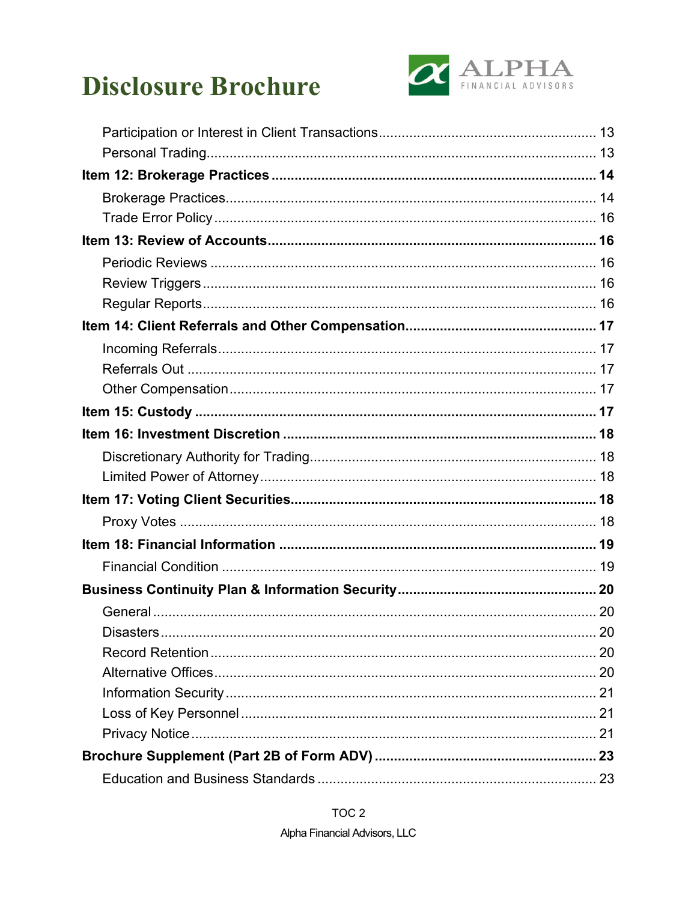# Disclosure Brochure

Participation or Interest in Client Transactions ........................................................ 13
Personal Trading ........................................................................................................ 13

**Item 12: Brokerage Practices .................................................................................... 14**

Brokerage Practices ................................................................................................... 14
Trade Error Policy ....................................................................................................... 16

**Item 13: Review of Accounts ...................................................................................... 16**

Periodic Reviews ........................................................................................................ 16
Review Triggers .......................................................................................................... 16
Regular Reports .......................................................................................................... 16

**Item 14: Client Referrals and Other Compensation .................................................. 17**

Incoming Referrals ...................................................................................................... 17
Referrals Out ............................................................................................................... 17
Other Compensation ................................................................................................... 17

**Item 15: Custody ......................................................................................................... 17**

**Item 16: Investment Discretion .................................................................................. 18**

Discretionary Authority for Trading .............................................................................. 18
Limited Power of Attorney ........................................................................................... 18

**Item 17: Voting Client Securities ................................................................................ 18**

Proxy Votes ................................................................................................................. 18

**Item 18: Financial Information ................................................................................... 19**

Financial Condition ..................................................................................................... 19

**Business Continuity Plan & Information Security ..................................................... 20**

General ........................................................................................................................ 20
Disasters ..................................................................................................................... 20
Record Retention ........................................................................................................ 20
Alternative Offices ...................................................................................................... 20
Information Security ................................................................................................... 21
Loss of Key Personnel ................................................................................................ 21
Privacy Notice ............................................................................................................. 21

**Brochure Supplement (Part 2B of Form ADV) ........................................................... 23**

Education and Business Standards ........................................................................... 23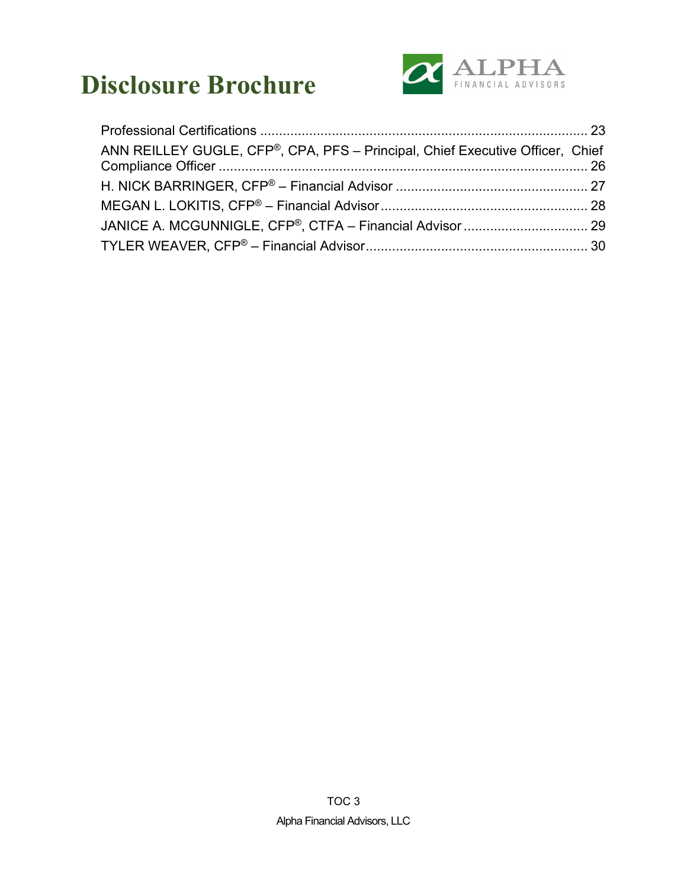Professional Certifications ........................................................................................ 23

ANN REILLEY GUGLE, CFP®, CPA, PFS – Principal, Chief Executive Officer, Chief Compliance Officer ................................................................................................... 26

H. NICK BARRINGER, CFP® – Financial Advisor .................................................... 27

MEGAN L. LOKITIS, CFP® – Financial Advisor ........................................................ 28

JANICE A. MCGUNNIGLE, CFP®, CTFA – Financial Advisor .................................. 29

TYLER WEAVER, CFP® – Financial Advisor ............................................................ 30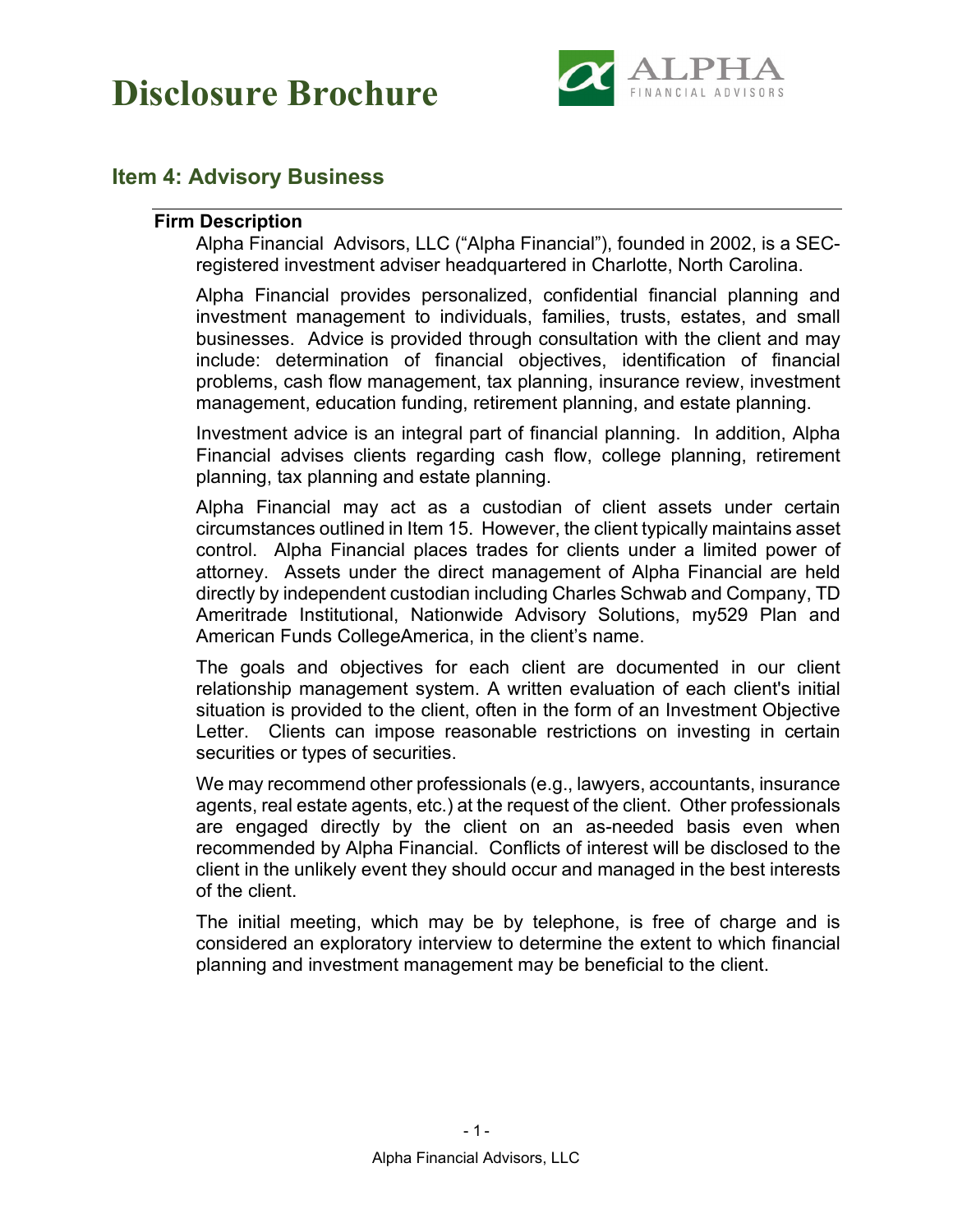# Disclosure Brochure

## Item 4: Advisory Business

### Firm Description

Alpha Financial Advisors, LLC ("Alpha Financial"), founded in 2002, is a SEC-registered investment adviser headquartered in Charlotte, North Carolina.

Alpha Financial provides personalized, confidential financial planning and investment management to individuals, families, trusts, estates, and small businesses. Advice is provided through consultation with the client and may include: determination of financial objectives, identification of financial problems, cash flow management, tax planning, insurance review, investment management, education funding, retirement planning, and estate planning.

Investment advice is an integral part of financial planning. In addition, Alpha Financial advises clients regarding cash flow, college planning, retirement planning, tax planning and estate planning.

Alpha Financial may act as a custodian of client assets under certain circumstances outlined in Item 15. However, the client typically maintains asset control. Alpha Financial places trades for clients under a limited power of attorney. Assets under the direct management of Alpha Financial are held directly by independent custodian including Charles Schwab and Company, TD Ameritrade Institutional, Nationwide Advisory Solutions, my529 Plan and American Funds CollegeAmerica, in the client's name.

The goals and objectives for each client are documented in our client relationship management system. A written evaluation of each client's initial situation is provided to the client, often in the form of an Investment Objective Letter. Clients can impose reasonable restrictions on investing in certain securities or types of securities.

We may recommend other professionals (e.g., lawyers, accountants, insurance agents, real estate agents, etc.) at the request of the client. Other professionals are engaged directly by the client on an as-needed basis even when recommended by Alpha Financial. Conflicts of interest will be disclosed to the client in the unlikely event they should occur and managed in the best interests of the client.

The initial meeting, which may be by telephone, is free of charge and is considered an exploratory interview to determine the extent to which financial planning and investment management may be beneficial to the client.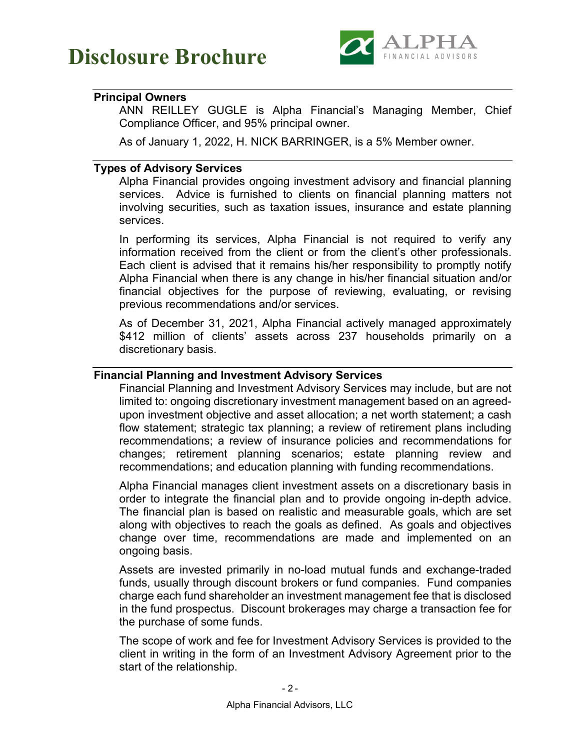## Principal Owners

ANN REILLEY GUGLE is Alpha Financial's Managing Member, Chief Compliance Officer, and 95% principal owner.

As of January 1, 2022, H. NICK BARRINGER, is a 5% Member owner.

## Types of Advisory Services

Alpha Financial provides ongoing investment advisory and financial planning services. Advice is furnished to clients on financial planning matters not involving securities, such as taxation issues, insurance and estate planning services.

In performing its services, Alpha Financial is not required to verify any information received from the client or from the client's other professionals. Each client is advised that it remains his/her responsibility to promptly notify Alpha Financial when there is any change in his/her financial situation and/or financial objectives for the purpose of reviewing, evaluating, or revising previous recommendations and/or services.

As of December 31, 2021, Alpha Financial actively managed approximately $412 million of clients' assets across 237 households primarily on a discretionary basis.

## Financial Planning and Investment Advisory Services

Financial Planning and Investment Advisory Services may include, but are not limited to: ongoing discretionary investment management based on an agreed-upon investment objective and asset allocation; a net worth statement; a cash flow statement; strategic tax planning; a review of retirement plans including recommendations; a review of insurance policies and recommendations for changes; retirement planning scenarios; estate planning review and recommendations; and education planning with funding recommendations.

Alpha Financial manages client investment assets on a discretionary basis in order to integrate the financial plan and to provide ongoing in-depth advice. The financial plan is based on realistic and measurable goals, which are set along with objectives to reach the goals as defined. As goals and objectives change over time, recommendations are made and implemented on an ongoing basis.

Assets are invested primarily in no-load mutual funds and exchange-traded funds, usually through discount brokers or fund companies. Fund companies charge each fund shareholder an investment management fee that is disclosed in the fund prospectus. Discount brokerages may charge a transaction fee for the purchase of some funds.

The scope of work and fee for Investment Advisory Services is provided to the client in writing in the form of an Investment Advisory Agreement prior to the start of the relationship.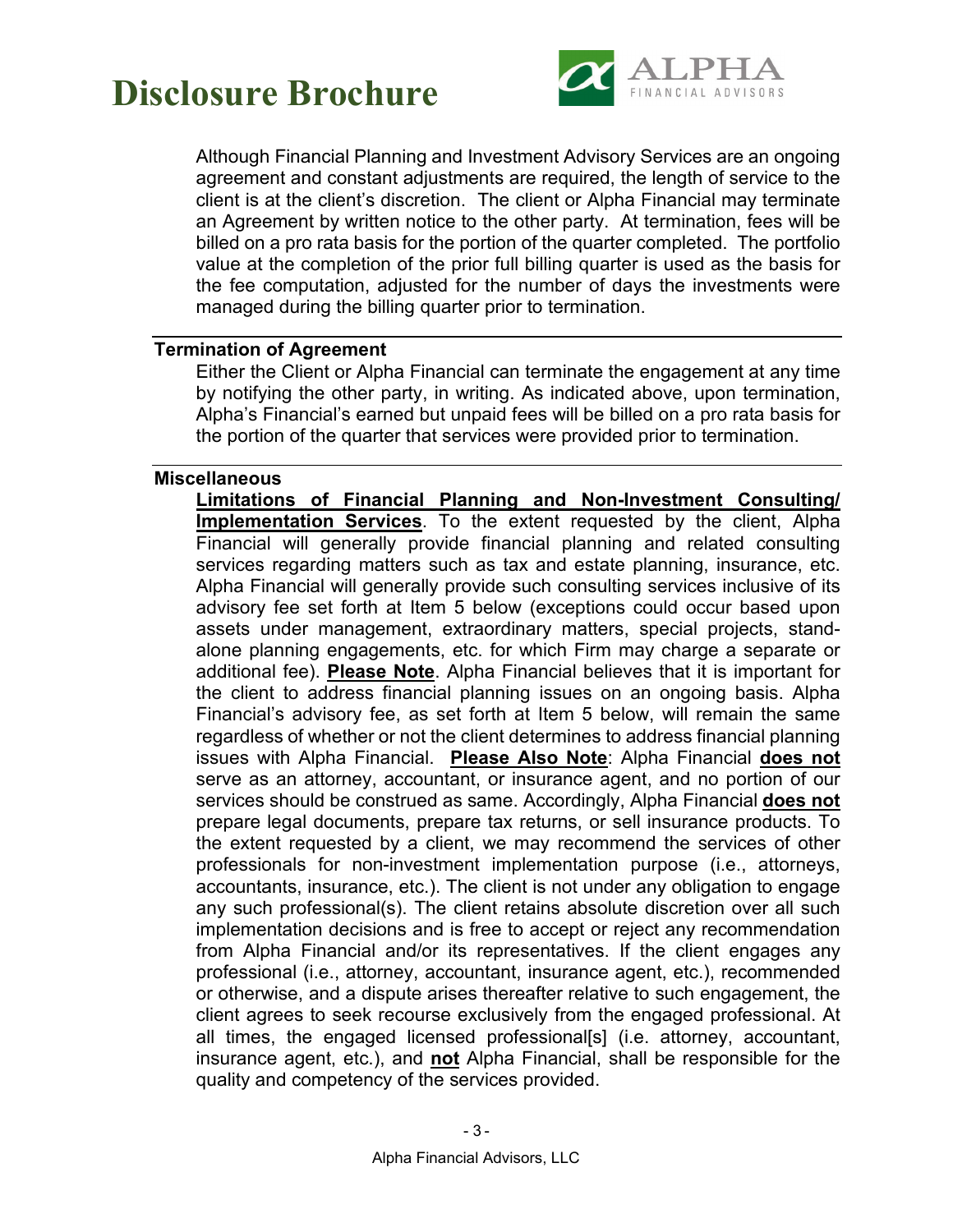Although Financial Planning and Investment Advisory Services are an ongoing agreement and constant adjustments are required, the length of service to the client is at the client's discretion. The client or Alpha Financial may terminate an Agreement by written notice to the other party. At termination, fees will be billed on a pro rata basis for the portion of the quarter completed. The portfolio value at the completion of the prior full billing quarter is used as the basis for the fee computation, adjusted for the number of days the investments were managed during the billing quarter prior to termination.

**Termination of Agreement**

Either the Client or Alpha Financial can terminate the engagement at any time by notifying the other party, in writing. As indicated above, upon termination, Alpha's Financial's earned but unpaid fees will be billed on a pro rata basis for the portion of the quarter that services were provided prior to termination.

**Miscellaneous**

<u>**Limitations of Financial Planning and Non-Investment Consulting/ Implementation Services**</u>. To the extent requested by the client, Alpha Financial will generally provide financial planning and related consulting services regarding matters such as tax and estate planning, insurance, etc. Alpha Financial will generally provide such consulting services inclusive of its advisory fee set forth at Item 5 below (exceptions could occur based upon assets under management, extraordinary matters, special projects, stand-alone planning engagements, etc. for which Firm may charge a separate or additional fee). <u>**Please Note**</u>. Alpha Financial believes that it is important for the client to address financial planning issues on an ongoing basis. Alpha Financial's advisory fee, as set forth at Item 5 below, will remain the same regardless of whether or not the client determines to address financial planning issues with Alpha Financial. <u>**Please Also Note**</u>: Alpha Financial <u>**does not**</u> serve as an attorney, accountant, or insurance agent, and no portion of our services should be construed as same. Accordingly, Alpha Financial <u>**does not**</u> prepare legal documents, prepare tax returns, or sell insurance products. To the extent requested by a client, we may recommend the services of other professionals for non-investment implementation purpose (i.e., attorneys, accountants, insurance, etc.). The client is not under any obligation to engage any such professional(s). The client retains absolute discretion over all such implementation decisions and is free to accept or reject any recommendation from Alpha Financial and/or its representatives. If the client engages any professional (i.e., attorney, accountant, insurance agent, etc.), recommended or otherwise, and a dispute arises thereafter relative to such engagement, the client agrees to seek recourse exclusively from the engaged professional. At all times, the engaged licensed professional[s] (i.e. attorney, accountant, insurance agent, etc.), and <u>**not**</u> Alpha Financial, shall be responsible for the quality and competency of the services provided.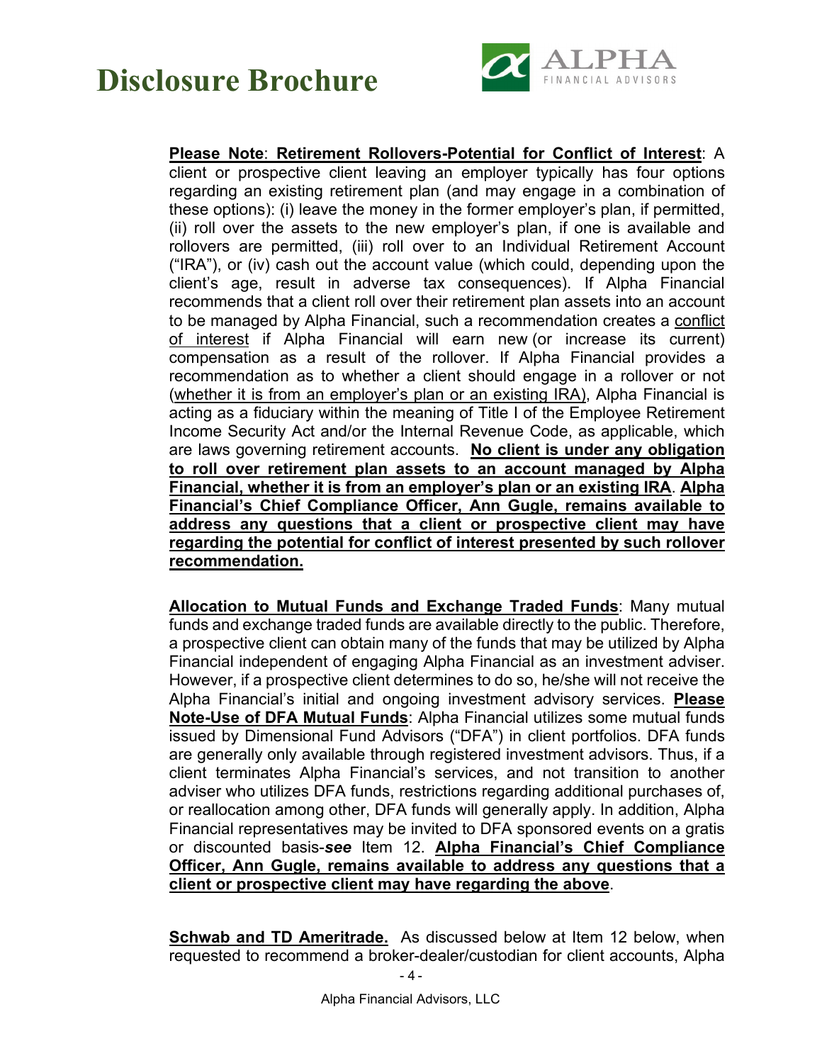**Please Note**: **Retirement Rollovers-Potential for Conflict of Interest**: A client or prospective client leaving an employer typically has four options regarding an existing retirement plan (and may engage in a combination of these options): (i) leave the money in the former employer's plan, if permitted, (ii) roll over the assets to the new employer's plan, if one is available and rollovers are permitted, (iii) roll over to an Individual Retirement Account ("IRA"), or (iv) cash out the account value (which could, depending upon the client's age, result in adverse tax consequences). If Alpha Financial recommends that a client roll over their retirement plan assets into an account to be managed by Alpha Financial, such a recommendation creates a conflict of interest if Alpha Financial will earn new (or increase its current) compensation as a result of the rollover. If Alpha Financial provides a recommendation as to whether a client should engage in a rollover or not (whether it is from an employer's plan or an existing IRA), Alpha Financial is acting as a fiduciary within the meaning of Title I of the Employee Retirement Income Security Act and/or the Internal Revenue Code, as applicable, which are laws governing retirement accounts. **No client is under any obligation to roll over retirement plan assets to an account managed by Alpha Financial, whether it is from an employer's plan or an existing IRA**. **Alpha Financial's Chief Compliance Officer, Ann Gugle, remains available to address any questions that a client or prospective client may have regarding the potential for conflict of interest presented by such rollover recommendation.**

**Allocation to Mutual Funds and Exchange Traded Funds**: Many mutual funds and exchange traded funds are available directly to the public. Therefore, a prospective client can obtain many of the funds that may be utilized by Alpha Financial independent of engaging Alpha Financial as an investment adviser. However, if a prospective client determines to do so, he/she will not receive the Alpha Financial's initial and ongoing investment advisory services. **Please Note-Use of DFA Mutual Funds**: Alpha Financial utilizes some mutual funds issued by Dimensional Fund Advisors ("DFA") in client portfolios. DFA funds are generally only available through registered investment advisors. Thus, if a client terminates Alpha Financial's services, and not transition to another adviser who utilizes DFA funds, restrictions regarding additional purchases of, or reallocation among other, DFA funds will generally apply. In addition, Alpha Financial representatives may be invited to DFA sponsored events on a gratis or discounted basis-***see*** Item 12. **Alpha Financial's Chief Compliance Officer, Ann Gugle, remains available to address any questions that a client or prospective client may have regarding the above**.

**Schwab and TD Ameritrade.** As discussed below at Item 12 below, when requested to recommend a broker-dealer/custodian for client accounts, Alpha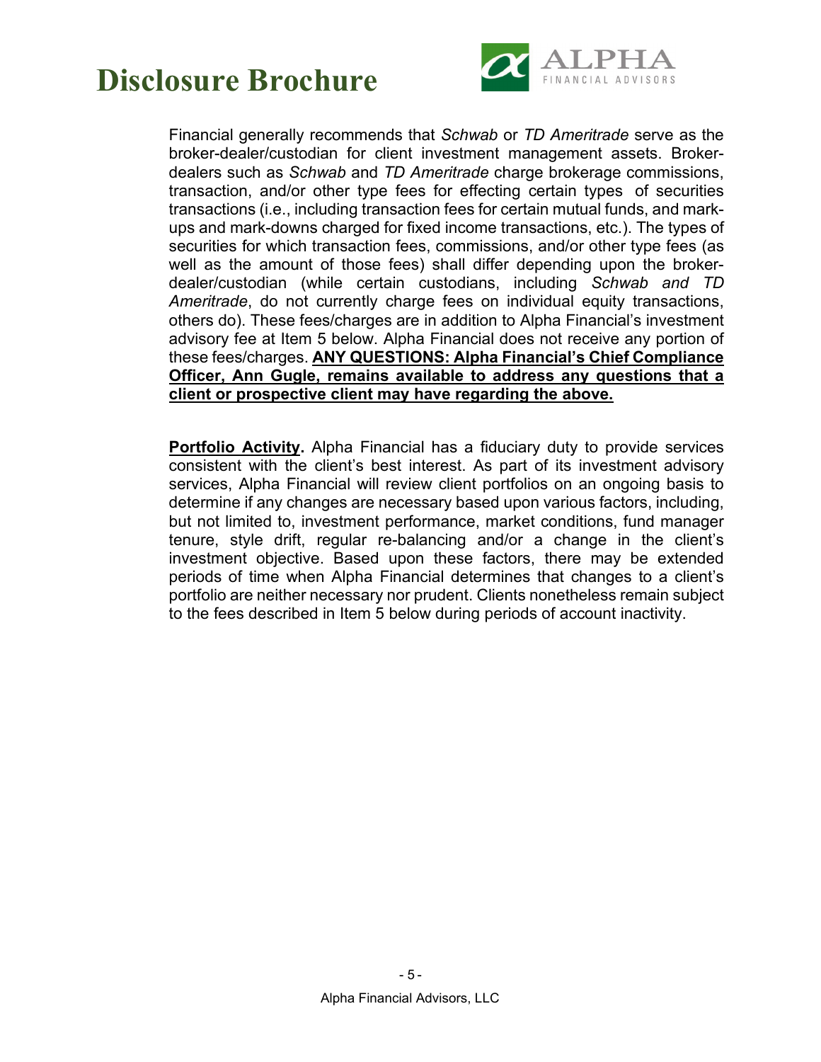Financial generally recommends that *Schwab* or *TD Ameritrade* serve as the broker-dealer/custodian for client investment management assets. Broker-dealers such as *Schwab* and *TD Ameritrade* charge brokerage commissions, transaction, and/or other type fees for effecting certain types of securities transactions (i.e., including transaction fees for certain mutual funds, and mark-ups and mark-downs charged for fixed income transactions, etc.). The types of securities for which transaction fees, commissions, and/or other type fees (as well as the amount of those fees) shall differ depending upon the broker-dealer/custodian (while certain custodians, including *Schwab and TD Ameritrade*, do not currently charge fees on individual equity transactions, others do). These fees/charges are in addition to Alpha Financial's investment advisory fee at Item 5 below. Alpha Financial does not receive any portion of these fees/charges. **ANY QUESTIONS: Alpha Financial's Chief Compliance Officer, Ann Gugle, remains available to address any questions that a client or prospective client may have regarding the above.**

**Portfolio Activity.** Alpha Financial has a fiduciary duty to provide services consistent with the client's best interest. As part of its investment advisory services, Alpha Financial will review client portfolios on an ongoing basis to determine if any changes are necessary based upon various factors, including, but not limited to, investment performance, market conditions, fund manager tenure, style drift, regular re-balancing and/or a change in the client's investment objective. Based upon these factors, there may be extended periods of time when Alpha Financial determines that changes to a client's portfolio are neither necessary nor prudent. Clients nonetheless remain subject to the fees described in Item 5 below during periods of account inactivity.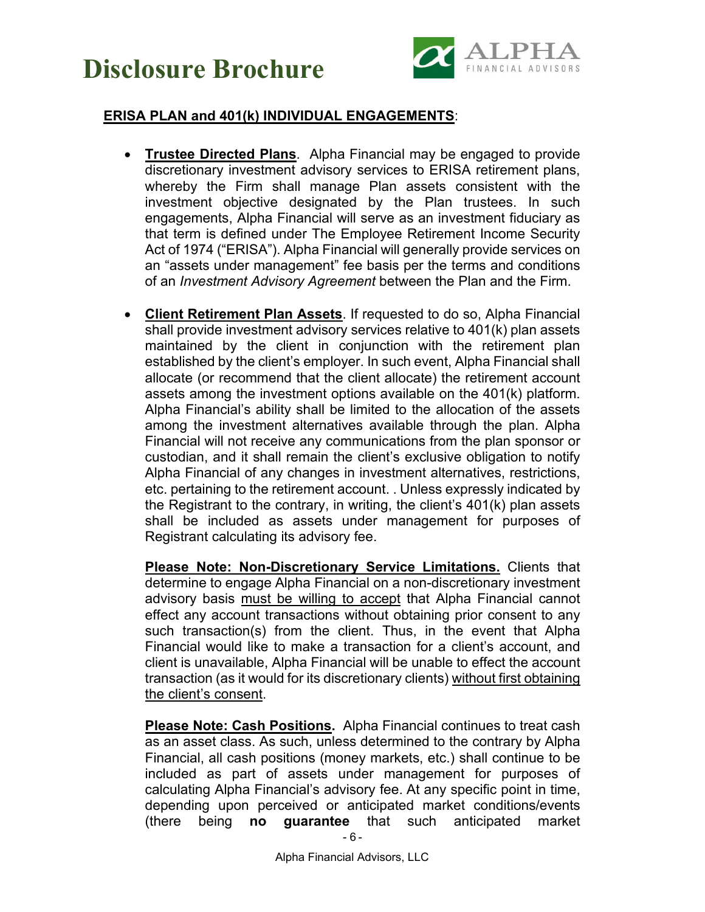**ERISA PLAN and 401(k) INDIVIDUAL ENGAGEMENTS**:

- **Trustee Directed Plans**. Alpha Financial may be engaged to provide discretionary investment advisory services to ERISA retirement plans, whereby the Firm shall manage Plan assets consistent with the investment objective designated by the Plan trustees. In such engagements, Alpha Financial will serve as an investment fiduciary as that term is defined under The Employee Retirement Income Security Act of 1974 ("ERISA"). Alpha Financial will generally provide services on an "assets under management" fee basis per the terms and conditions of an *Investment Advisory Agreement* between the Plan and the Firm.

- **Client Retirement Plan Assets**. If requested to do so, Alpha Financial shall provide investment advisory services relative to 401(k) plan assets maintained by the client in conjunction with the retirement plan established by the client's employer. In such event, Alpha Financial shall allocate (or recommend that the client allocate) the retirement account assets among the investment options available on the 401(k) platform. Alpha Financial's ability shall be limited to the allocation of the assets among the investment alternatives available through the plan. Alpha Financial will not receive any communications from the plan sponsor or custodian, and it shall remain the client's exclusive obligation to notify Alpha Financial of any changes in investment alternatives, restrictions, etc. pertaining to the retirement account. . Unless expressly indicated by the Registrant to the contrary, in writing, the client's 401(k) plan assets shall be included as assets under management for purposes of Registrant calculating its advisory fee.

  **Please Note: Non-Discretionary Service Limitations.** Clients that determine to engage Alpha Financial on a non-discretionary investment advisory basis must be willing to accept that Alpha Financial cannot effect any account transactions without obtaining prior consent to any such transaction(s) from the client. Thus, in the event that Alpha Financial would like to make a transaction for a client's account, and client is unavailable, Alpha Financial will be unable to effect the account transaction (as it would for its discretionary clients) without first obtaining the client's consent.

  **Please Note: Cash Positions.** Alpha Financial continues to treat cash as an asset class. As such, unless determined to the contrary by Alpha Financial, all cash positions (money markets, etc.) shall continue to be included as part of assets under management for purposes of calculating Alpha Financial's advisory fee. At any specific point in time, depending upon perceived or anticipated market conditions/events (there being **no guarantee** that such anticipated market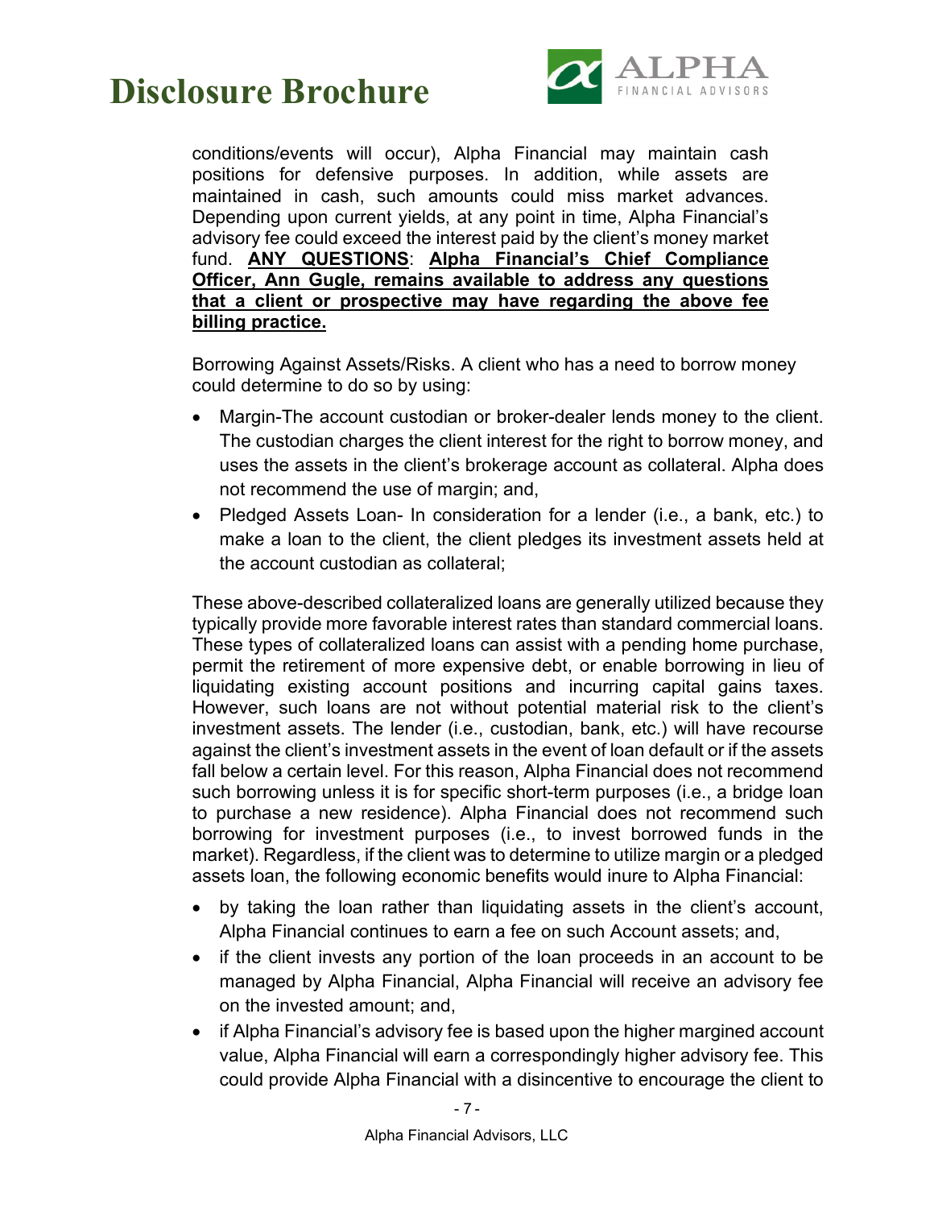conditions/events will occur), Alpha Financial may maintain cash positions for defensive purposes. In addition, while assets are maintained in cash, such amounts could miss market advances. Depending upon current yields, at any point in time, Alpha Financial's advisory fee could exceed the interest paid by the client's money market fund. **<u>ANY QUESTIONS</u>**: **<u>Alpha Financial's Chief Compliance Officer, Ann Gugle, remains available to address any questions that a client or prospective may have regarding the above fee billing practice.</u>**

Borrowing Against Assets/Risks. A client who has a need to borrow money could determine to do so by using:

- Margin-The account custodian or broker-dealer lends money to the client. The custodian charges the client interest for the right to borrow money, and uses the assets in the client's brokerage account as collateral. Alpha does not recommend the use of margin; and,
- Pledged Assets Loan- In consideration for a lender (i.e., a bank, etc.) to make a loan to the client, the client pledges its investment assets held at the account custodian as collateral;

These above-described collateralized loans are generally utilized because they typically provide more favorable interest rates than standard commercial loans. These types of collateralized loans can assist with a pending home purchase, permit the retirement of more expensive debt, or enable borrowing in lieu of liquidating existing account positions and incurring capital gains taxes. However, such loans are not without potential material risk to the client's investment assets. The lender (i.e., custodian, bank, etc.) will have recourse against the client's investment assets in the event of loan default or if the assets fall below a certain level. For this reason, Alpha Financial does not recommend such borrowing unless it is for specific short-term purposes (i.e., a bridge loan to purchase a new residence). Alpha Financial does not recommend such borrowing for investment purposes (i.e., to invest borrowed funds in the market). Regardless, if the client was to determine to utilize margin or a pledged assets loan, the following economic benefits would inure to Alpha Financial:

- by taking the loan rather than liquidating assets in the client's account, Alpha Financial continues to earn a fee on such Account assets; and,
- if the client invests any portion of the loan proceeds in an account to be managed by Alpha Financial, Alpha Financial will receive an advisory fee on the invested amount; and,
- if Alpha Financial's advisory fee is based upon the higher margined account value, Alpha Financial will earn a correspondingly higher advisory fee. This could provide Alpha Financial with a disincentive to encourage the client to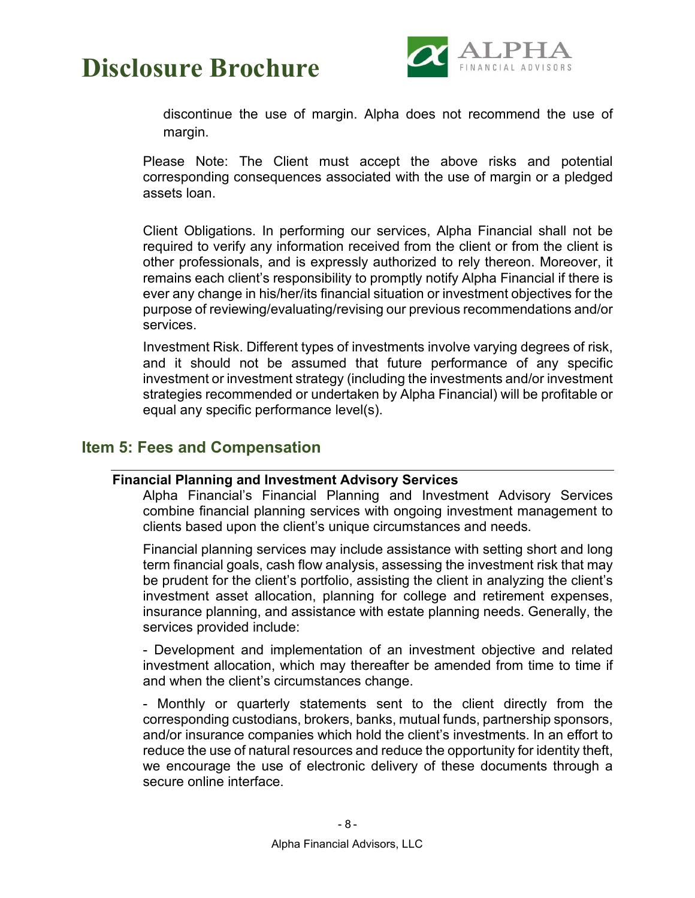discontinue the use of margin. Alpha does not recommend the use of margin.

Please Note: The Client must accept the above risks and potential corresponding consequences associated with the use of margin or a pledged assets loan.

Client Obligations. In performing our services, Alpha Financial shall not be required to verify any information received from the client or from the client is other professionals, and is expressly authorized to rely thereon. Moreover, it remains each client's responsibility to promptly notify Alpha Financial if there is ever any change in his/her/its financial situation or investment objectives for the purpose of reviewing/evaluating/revising our previous recommendations and/or services.

Investment Risk. Different types of investments involve varying degrees of risk, and it should not be assumed that future performance of any specific investment or investment strategy (including the investments and/or investment strategies recommended or undertaken by Alpha Financial) will be profitable or equal any specific performance level(s).

## Item 5: Fees and Compensation

**Financial Planning and Investment Advisory Services**

Alpha Financial's Financial Planning and Investment Advisory Services combine financial planning services with ongoing investment management to clients based upon the client's unique circumstances and needs.

Financial planning services may include assistance with setting short and long term financial goals, cash flow analysis, assessing the investment risk that may be prudent for the client's portfolio, assisting the client in analyzing the client's investment asset allocation, planning for college and retirement expenses, insurance planning, and assistance with estate planning needs. Generally, the services provided include:

- Development and implementation of an investment objective and related investment allocation, which may thereafter be amended from time to time if and when the client's circumstances change.

- Monthly or quarterly statements sent to the client directly from the corresponding custodians, brokers, banks, mutual funds, partnership sponsors, and/or insurance companies which hold the client's investments. In an effort to reduce the use of natural resources and reduce the opportunity for identity theft, we encourage the use of electronic delivery of these documents through a secure online interface.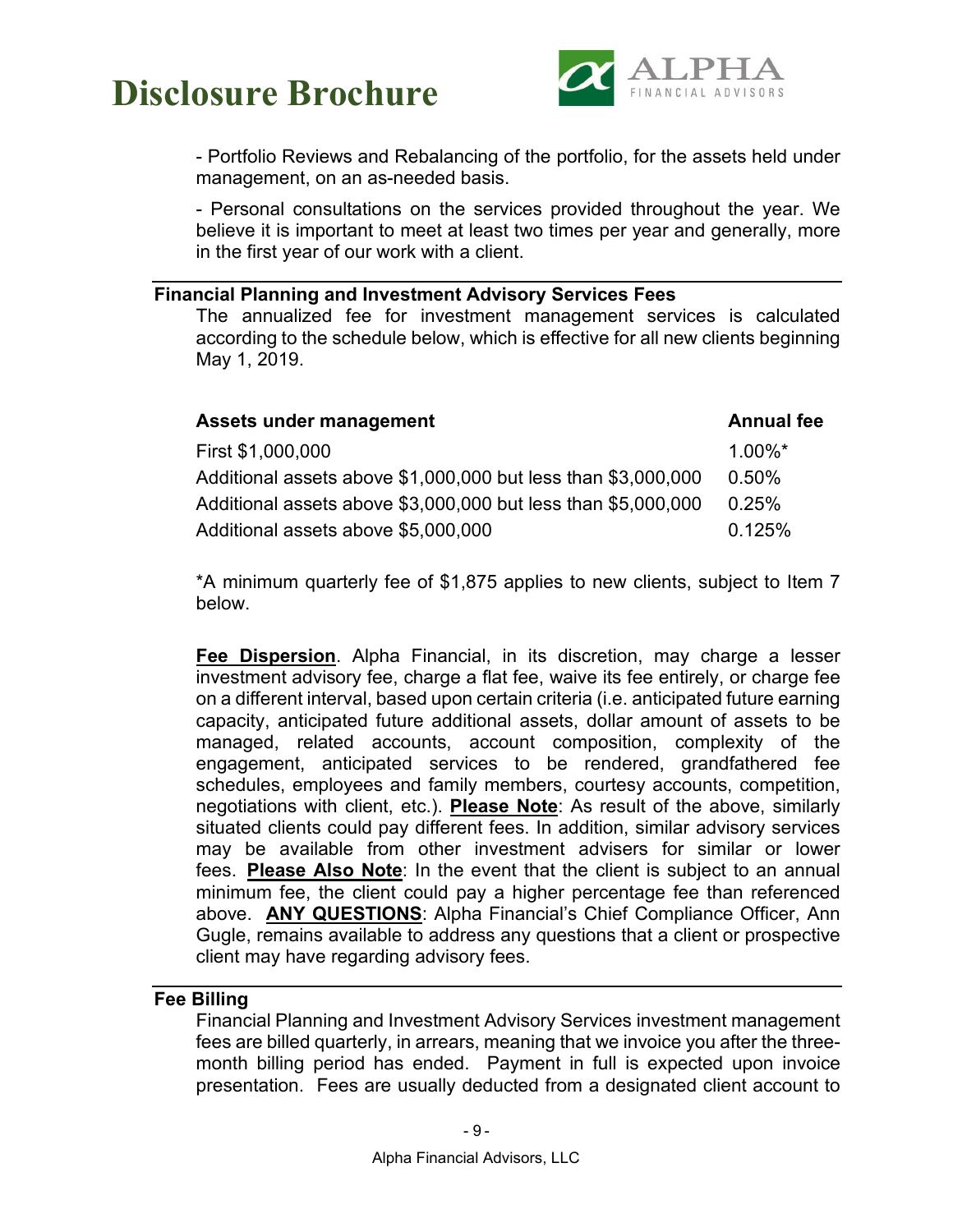- Portfolio Reviews and Rebalancing of the portfolio, for the assets held under management, on an as-needed basis.

- Personal consultations on the services provided throughout the year. We believe it is important to meet at least two times per year and generally, more in the first year of our work with a client.

### Financial Planning and Investment Advisory Services Fees

The annualized fee for investment management services is calculated according to the schedule below, which is effective for all new clients beginning May 1, 2019.

| Assets under management | Annual fee |
|---|---|
| First $1,000,000 | 1.00%* |
| Additional assets above $1,000,000 but less than $3,000,000 | 0.50% |
| Additional assets above $3,000,000 but less than $5,000,000 | 0.25% |
| Additional assets above $5,000,000 | 0.125% |

*A minimum quarterly fee of $1,875 applies to new clients, subject to Item 7 below.

**Fee Dispersion**. Alpha Financial, in its discretion, may charge a lesser investment advisory fee, charge a flat fee, waive its fee entirely, or charge fee on a different interval, based upon certain criteria (i.e. anticipated future earning capacity, anticipated future additional assets, dollar amount of assets to be managed, related accounts, account composition, complexity of the engagement, anticipated services to be rendered, grandfathered fee schedules, employees and family members, courtesy accounts, competition, negotiations with client, etc.). **Please Note**: As result of the above, similarly situated clients could pay different fees. In addition, similar advisory services may be available from other investment advisers for similar or lower fees. **Please Also Note**: In the event that the client is subject to an annual minimum fee, the client could pay a higher percentage fee than referenced above. **ANY QUESTIONS**: Alpha Financial's Chief Compliance Officer, Ann Gugle, remains available to address any questions that a client or prospective client may have regarding advisory fees.

### Fee Billing

Financial Planning and Investment Advisory Services investment management fees are billed quarterly, in arrears, meaning that we invoice you after the three-month billing period has ended. Payment in full is expected upon invoice presentation. Fees are usually deducted from a designated client account to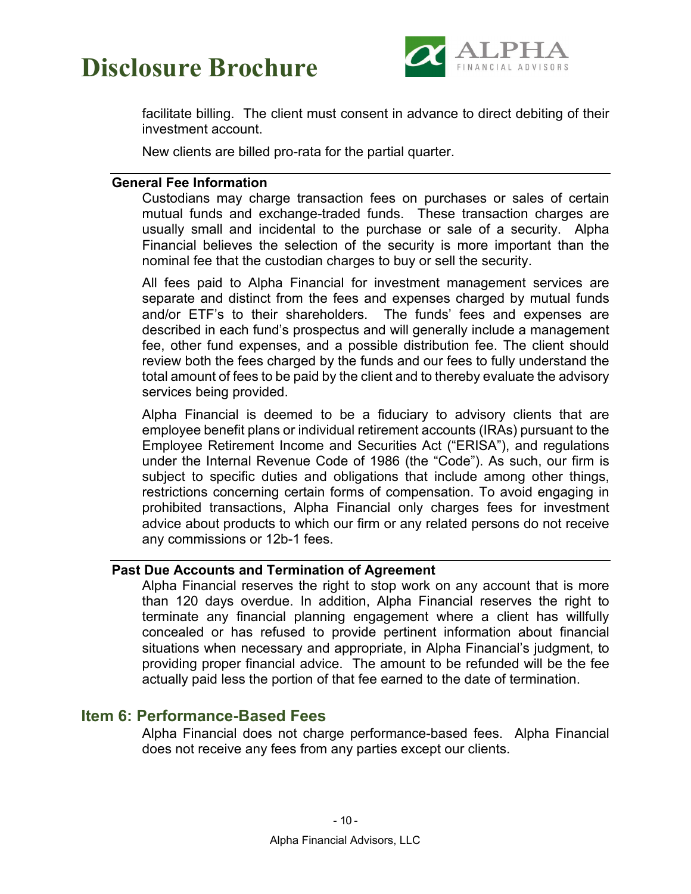facilitate billing. The client must consent in advance to direct debiting of their investment account.

New clients are billed pro-rata for the partial quarter.

**General Fee Information**

Custodians may charge transaction fees on purchases or sales of certain mutual funds and exchange-traded funds. These transaction charges are usually small and incidental to the purchase or sale of a security. Alpha Financial believes the selection of the security is more important than the nominal fee that the custodian charges to buy or sell the security.

All fees paid to Alpha Financial for investment management services are separate and distinct from the fees and expenses charged by mutual funds and/or ETF's to their shareholders. The funds' fees and expenses are described in each fund's prospectus and will generally include a management fee, other fund expenses, and a possible distribution fee. The client should review both the fees charged by the funds and our fees to fully understand the total amount of fees to be paid by the client and to thereby evaluate the advisory services being provided.

Alpha Financial is deemed to be a fiduciary to advisory clients that are employee benefit plans or individual retirement accounts (IRAs) pursuant to the Employee Retirement Income and Securities Act ("ERISA"), and regulations under the Internal Revenue Code of 1986 (the "Code"). As such, our firm is subject to specific duties and obligations that include among other things, restrictions concerning certain forms of compensation. To avoid engaging in prohibited transactions, Alpha Financial only charges fees for investment advice about products to which our firm or any related persons do not receive any commissions or 12b-1 fees.

**Past Due Accounts and Termination of Agreement**

Alpha Financial reserves the right to stop work on any account that is more than 120 days overdue. In addition, Alpha Financial reserves the right to terminate any financial planning engagement where a client has willfully concealed or has refused to provide pertinent information about financial situations when necessary and appropriate, in Alpha Financial's judgment, to providing proper financial advice. The amount to be refunded will be the fee actually paid less the portion of that fee earned to the date of termination.

## Item 6: Performance-Based Fees

Alpha Financial does not charge performance-based fees. Alpha Financial does not receive any fees from any parties except our clients.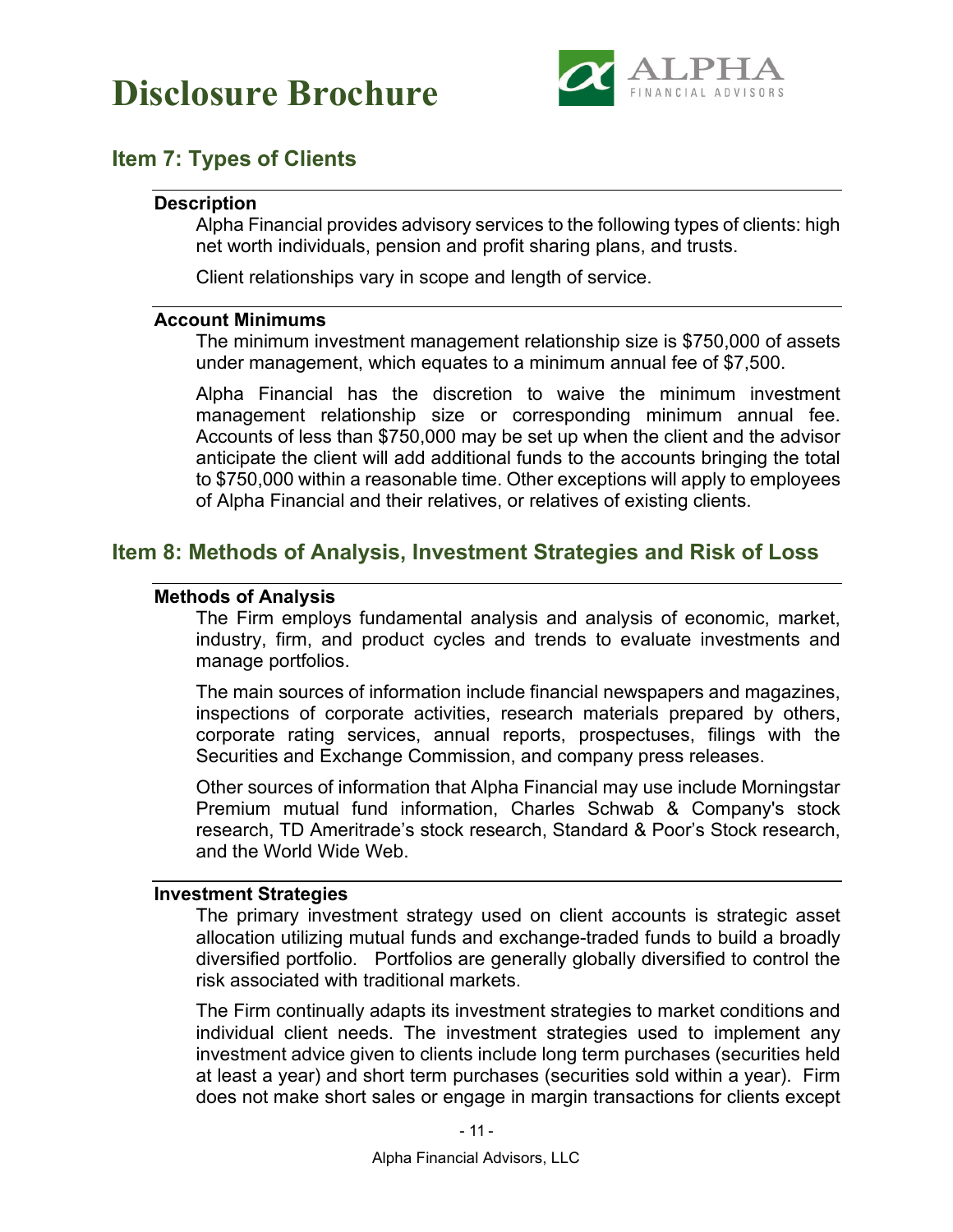## Item 7: Types of Clients

### Description

Alpha Financial provides advisory services to the following types of clients: high net worth individuals, pension and profit sharing plans, and trusts.

Client relationships vary in scope and length of service.

### Account Minimums

The minimum investment management relationship size is $750,000 of assets under management, which equates to a minimum annual fee of $7,500.

Alpha Financial has the discretion to waive the minimum investment management relationship size or corresponding minimum annual fee. Accounts of less than $750,000 may be set up when the client and the advisor anticipate the client will add additional funds to the accounts bringing the total to $750,000 within a reasonable time. Other exceptions will apply to employees of Alpha Financial and their relatives, or relatives of existing clients.

## Item 8: Methods of Analysis, Investment Strategies and Risk of Loss

### Methods of Analysis

The Firm employs fundamental analysis and analysis of economic, market, industry, firm, and product cycles and trends to evaluate investments and manage portfolios.

The main sources of information include financial newspapers and magazines, inspections of corporate activities, research materials prepared by others, corporate rating services, annual reports, prospectuses, filings with the Securities and Exchange Commission, and company press releases.

Other sources of information that Alpha Financial may use include Morningstar Premium mutual fund information, Charles Schwab & Company's stock research, TD Ameritrade's stock research, Standard & Poor's Stock research, and the World Wide Web.

### Investment Strategies

The primary investment strategy used on client accounts is strategic asset allocation utilizing mutual funds and exchange-traded funds to build a broadly diversified portfolio. Portfolios are generally globally diversified to control the risk associated with traditional markets.

The Firm continually adapts its investment strategies to market conditions and individual client needs. The investment strategies used to implement any investment advice given to clients include long term purchases (securities held at least a year) and short term purchases (securities sold within a year). Firm does not make short sales or engage in margin transactions for clients except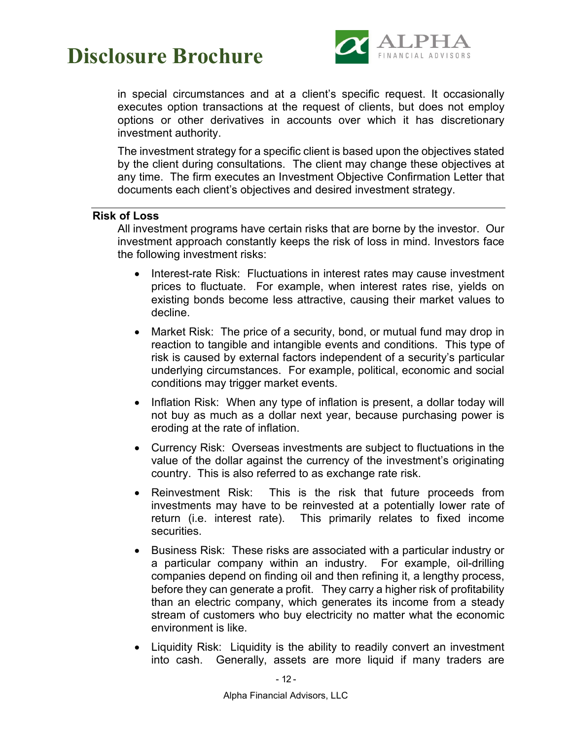in special circumstances and at a client's specific request. It occasionally executes option transactions at the request of clients, but does not employ options or other derivatives in accounts over which it has discretionary investment authority.

The investment strategy for a specific client is based upon the objectives stated by the client during consultations. The client may change these objectives at any time. The firm executes an Investment Objective Confirmation Letter that documents each client's objectives and desired investment strategy.

---

**Risk of Loss**

All investment programs have certain risks that are borne by the investor. Our investment approach constantly keeps the risk of loss in mind. Investors face the following investment risks:

- Interest-rate Risk: Fluctuations in interest rates may cause investment prices to fluctuate. For example, when interest rates rise, yields on existing bonds become less attractive, causing their market values to decline.
- Market Risk: The price of a security, bond, or mutual fund may drop in reaction to tangible and intangible events and conditions. This type of risk is caused by external factors independent of a security's particular underlying circumstances. For example, political, economic and social conditions may trigger market events.
- Inflation Risk: When any type of inflation is present, a dollar today will not buy as much as a dollar next year, because purchasing power is eroding at the rate of inflation.
- Currency Risk: Overseas investments are subject to fluctuations in the value of the dollar against the currency of the investment's originating country. This is also referred to as exchange rate risk.
- Reinvestment Risk: This is the risk that future proceeds from investments may have to be reinvested at a potentially lower rate of return (i.e. interest rate). This primarily relates to fixed income securities.
- Business Risk: These risks are associated with a particular industry or a particular company within an industry. For example, oil-drilling companies depend on finding oil and then refining it, a lengthy process, before they can generate a profit. They carry a higher risk of profitability than an electric company, which generates its income from a steady stream of customers who buy electricity no matter what the economic environment is like.
- Liquidity Risk: Liquidity is the ability to readily convert an investment into cash. Generally, assets are more liquid if many traders are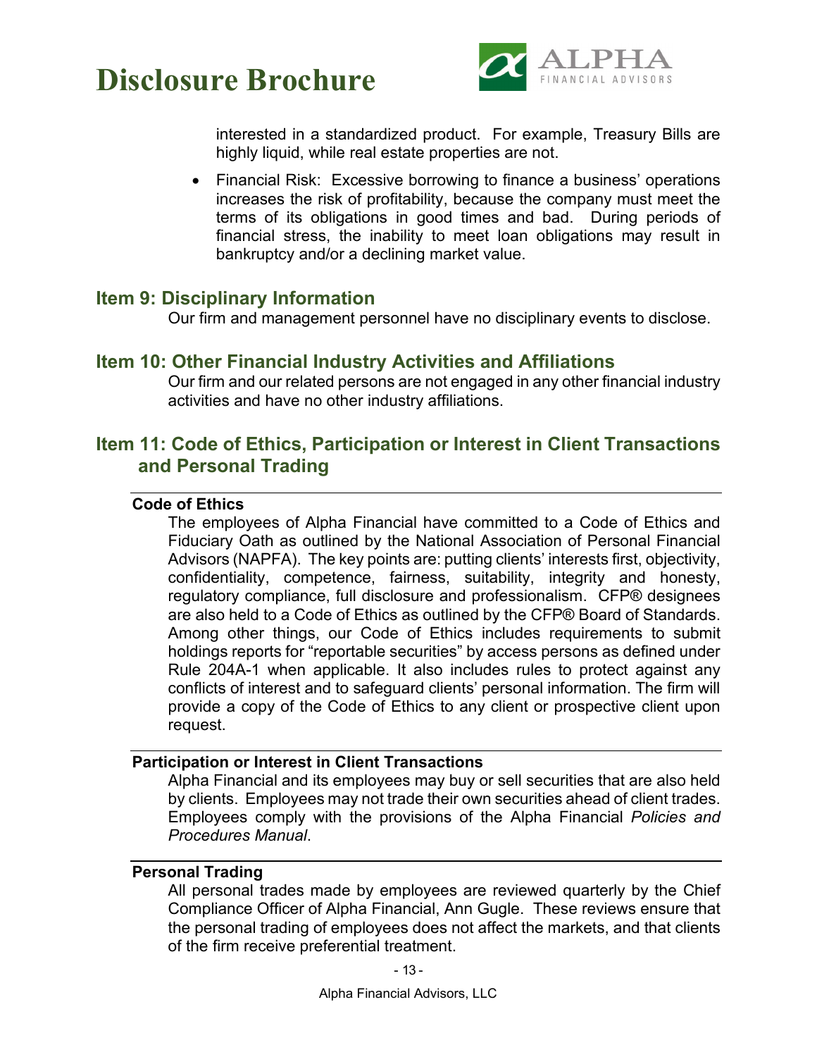interested in a standardized product. For example, Treasury Bills are highly liquid, while real estate properties are not.

- Financial Risk: Excessive borrowing to finance a business' operations increases the risk of profitability, because the company must meet the terms of its obligations in good times and bad. During periods of financial stress, the inability to meet loan obligations may result in bankruptcy and/or a declining market value.

## Item 9: Disciplinary Information

Our firm and management personnel have no disciplinary events to disclose.

## Item 10: Other Financial Industry Activities and Affiliations

Our firm and our related persons are not engaged in any other financial industry activities and have no other industry affiliations.

## Item 11: Code of Ethics, Participation or Interest in Client Transactions and Personal Trading

### Code of Ethics

The employees of Alpha Financial have committed to a Code of Ethics and Fiduciary Oath as outlined by the National Association of Personal Financial Advisors (NAPFA). The key points are: putting clients' interests first, objectivity, confidentiality, competence, fairness, suitability, integrity and honesty, regulatory compliance, full disclosure and professionalism. CFP® designees are also held to a Code of Ethics as outlined by the CFP® Board of Standards. Among other things, our Code of Ethics includes requirements to submit holdings reports for "reportable securities" by access persons as defined under Rule 204A-1 when applicable. It also includes rules to protect against any conflicts of interest and to safeguard clients' personal information. The firm will provide a copy of the Code of Ethics to any client or prospective client upon request.

### Participation or Interest in Client Transactions

Alpha Financial and its employees may buy or sell securities that are also held by clients. Employees may not trade their own securities ahead of client trades. Employees comply with the provisions of the Alpha Financial *Policies and Procedures Manual*.

### Personal Trading

All personal trades made by employees are reviewed quarterly by the Chief Compliance Officer of Alpha Financial, Ann Gugle. These reviews ensure that the personal trading of employees does not affect the markets, and that clients of the firm receive preferential treatment.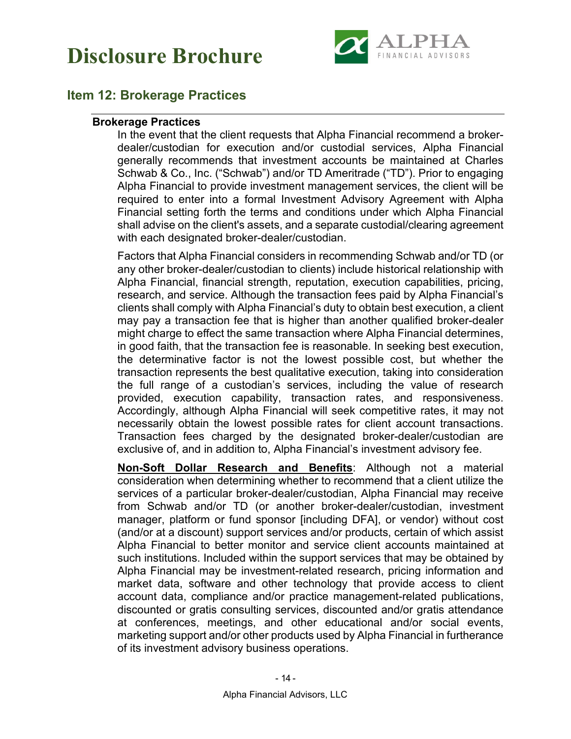## Item 12: Brokerage Practices

**Brokerage Practices**

In the event that the client requests that Alpha Financial recommend a broker-dealer/custodian for execution and/or custodial services, Alpha Financial generally recommends that investment accounts be maintained at Charles Schwab & Co., Inc. ("Schwab") and/or TD Ameritrade ("TD"). Prior to engaging Alpha Financial to provide investment management services, the client will be required to enter into a formal Investment Advisory Agreement with Alpha Financial setting forth the terms and conditions under which Alpha Financial shall advise on the client's assets, and a separate custodial/clearing agreement with each designated broker-dealer/custodian.

Factors that Alpha Financial considers in recommending Schwab and/or TD (or any other broker-dealer/custodian to clients) include historical relationship with Alpha Financial, financial strength, reputation, execution capabilities, pricing, research, and service. Although the transaction fees paid by Alpha Financial's clients shall comply with Alpha Financial's duty to obtain best execution, a client may pay a transaction fee that is higher than another qualified broker-dealer might charge to effect the same transaction where Alpha Financial determines, in good faith, that the transaction fee is reasonable. In seeking best execution, the determinative factor is not the lowest possible cost, but whether the transaction represents the best qualitative execution, taking into consideration the full range of a custodian's services, including the value of research provided, execution capability, transaction rates, and responsiveness. Accordingly, although Alpha Financial will seek competitive rates, it may not necessarily obtain the lowest possible rates for client account transactions. Transaction fees charged by the designated broker-dealer/custodian are exclusive of, and in addition to, Alpha Financial's investment advisory fee.

**<u>Non-Soft Dollar Research and Benefits</u>**: Although not a material consideration when determining whether to recommend that a client utilize the services of a particular broker-dealer/custodian, Alpha Financial may receive from Schwab and/or TD (or another broker-dealer/custodian, investment manager, platform or fund sponsor [including DFA], or vendor) without cost (and/or at a discount) support services and/or products, certain of which assist Alpha Financial to better monitor and service client accounts maintained at such institutions. Included within the support services that may be obtained by Alpha Financial may be investment-related research, pricing information and market data, software and other technology that provide access to client account data, compliance and/or practice management-related publications, discounted or gratis consulting services, discounted and/or gratis attendance at conferences, meetings, and other educational and/or social events, marketing support and/or other products used by Alpha Financial in furtherance of its investment advisory business operations.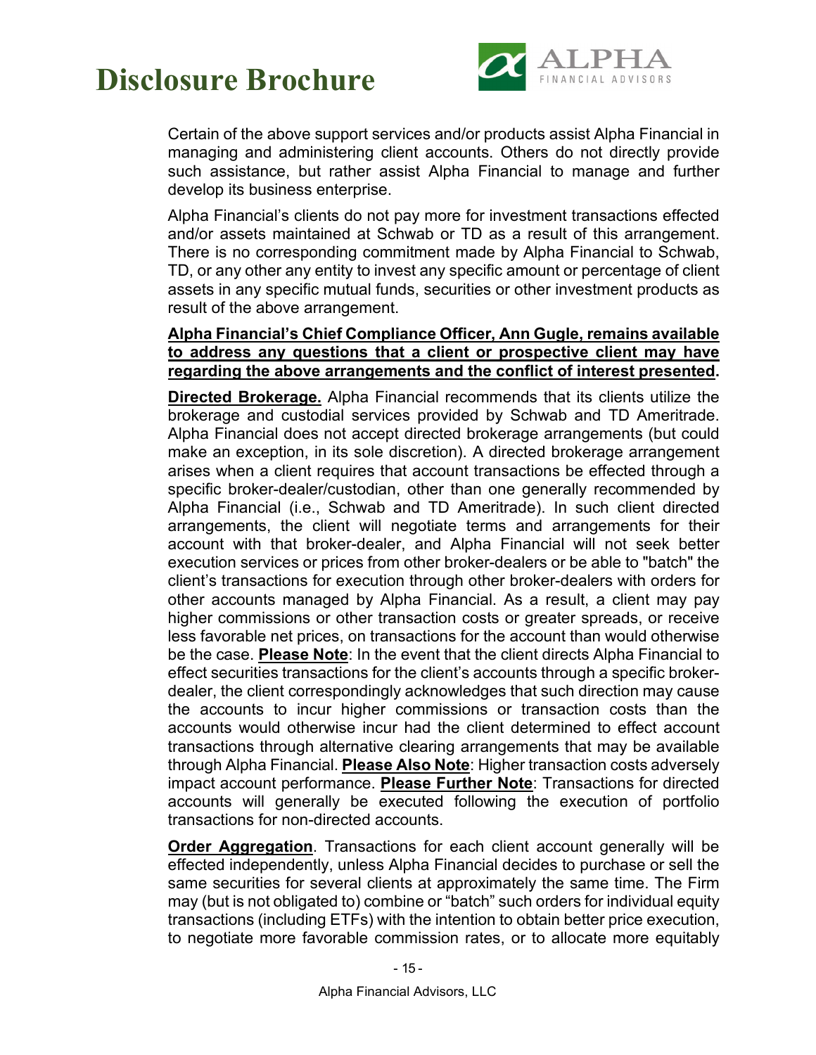Certain of the above support services and/or products assist Alpha Financial in managing and administering client accounts. Others do not directly provide such assistance, but rather assist Alpha Financial to manage and further develop its business enterprise.

Alpha Financial's clients do not pay more for investment transactions effected and/or assets maintained at Schwab or TD as a result of this arrangement. There is no corresponding commitment made by Alpha Financial to Schwab, TD, or any other any entity to invest any specific amount or percentage of client assets in any specific mutual funds, securities or other investment products as result of the above arrangement.

**<u>Alpha Financial's Chief Compliance Officer, Ann Gugle, remains available to address any questions that a client or prospective client may have regarding the above arrangements and the conflict of interest presented</u>.**

**<u>Directed Brokerage.</u>** Alpha Financial recommends that its clients utilize the brokerage and custodial services provided by Schwab and TD Ameritrade. Alpha Financial does not accept directed brokerage arrangements (but could make an exception, in its sole discretion). A directed brokerage arrangement arises when a client requires that account transactions be effected through a specific broker-dealer/custodian, other than one generally recommended by Alpha Financial (i.e., Schwab and TD Ameritrade). In such client directed arrangements, the client will negotiate terms and arrangements for their account with that broker-dealer, and Alpha Financial will not seek better execution services or prices from other broker-dealers or be able to "batch" the client's transactions for execution through other broker-dealers with orders for other accounts managed by Alpha Financial. As a result, a client may pay higher commissions or other transaction costs or greater spreads, or receive less favorable net prices, on transactions for the account than would otherwise be the case. **<u>Please Note</u>**: In the event that the client directs Alpha Financial to effect securities transactions for the client's accounts through a specific broker-dealer, the client correspondingly acknowledges that such direction may cause the accounts to incur higher commissions or transaction costs than the accounts would otherwise incur had the client determined to effect account transactions through alternative clearing arrangements that may be available through Alpha Financial. **<u>Please Also Note</u>**: Higher transaction costs adversely impact account performance. **<u>Please Further Note</u>**: Transactions for directed accounts will generally be executed following the execution of portfolio transactions for non-directed accounts.

**<u>Order Aggregation</u>**. Transactions for each client account generally will be effected independently, unless Alpha Financial decides to purchase or sell the same securities for several clients at approximately the same time. The Firm may (but is not obligated to) combine or "batch" such orders for individual equity transactions (including ETFs) with the intention to obtain better price execution, to negotiate more favorable commission rates, or to allocate more equitably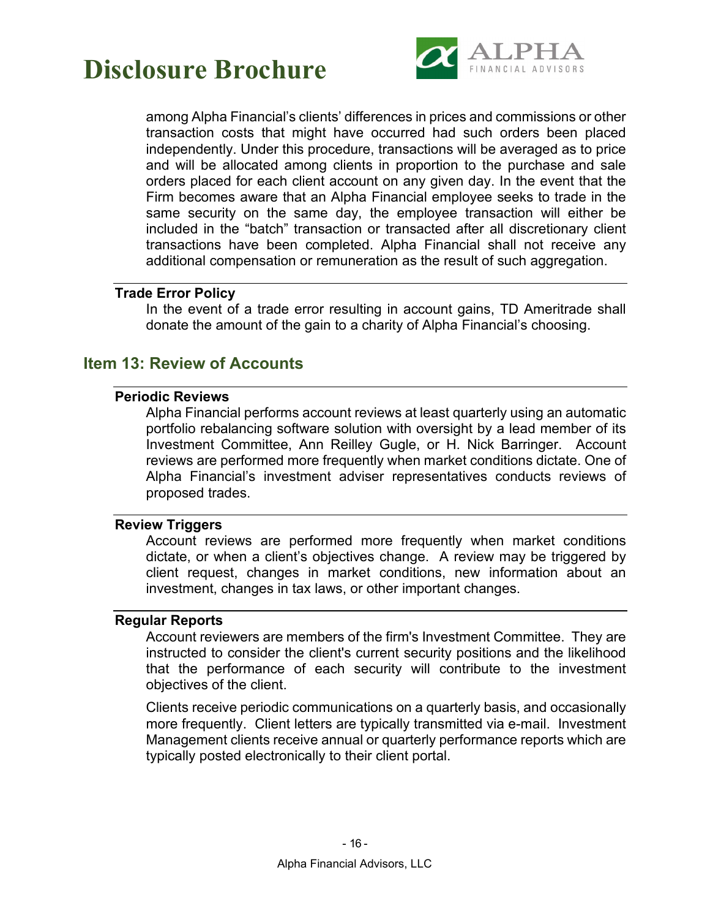among Alpha Financial's clients' differences in prices and commissions or other transaction costs that might have occurred had such orders been placed independently. Under this procedure, transactions will be averaged as to price and will be allocated among clients in proportion to the purchase and sale orders placed for each client account on any given day. In the event that the Firm becomes aware that an Alpha Financial employee seeks to trade in the same security on the same day, the employee transaction will either be included in the "batch" transaction or transacted after all discretionary client transactions have been completed. Alpha Financial shall not receive any additional compensation or remuneration as the result of such aggregation.

### Trade Error Policy

In the event of a trade error resulting in account gains, TD Ameritrade shall donate the amount of the gain to a charity of Alpha Financial's choosing.

## Item 13: Review of Accounts

### Periodic Reviews

Alpha Financial performs account reviews at least quarterly using an automatic portfolio rebalancing software solution with oversight by a lead member of its Investment Committee, Ann Reilley Gugle, or H. Nick Barringer. Account reviews are performed more frequently when market conditions dictate. One of Alpha Financial's investment adviser representatives conducts reviews of proposed trades.

### Review Triggers

Account reviews are performed more frequently when market conditions dictate, or when a client's objectives change. A review may be triggered by client request, changes in market conditions, new information about an investment, changes in tax laws, or other important changes.

### Regular Reports

Account reviewers are members of the firm's Investment Committee. They are instructed to consider the client's current security positions and the likelihood that the performance of each security will contribute to the investment objectives of the client.

Clients receive periodic communications on a quarterly basis, and occasionally more frequently. Client letters are typically transmitted via e-mail. Investment Management clients receive annual or quarterly performance reports which are typically posted electronically to their client portal.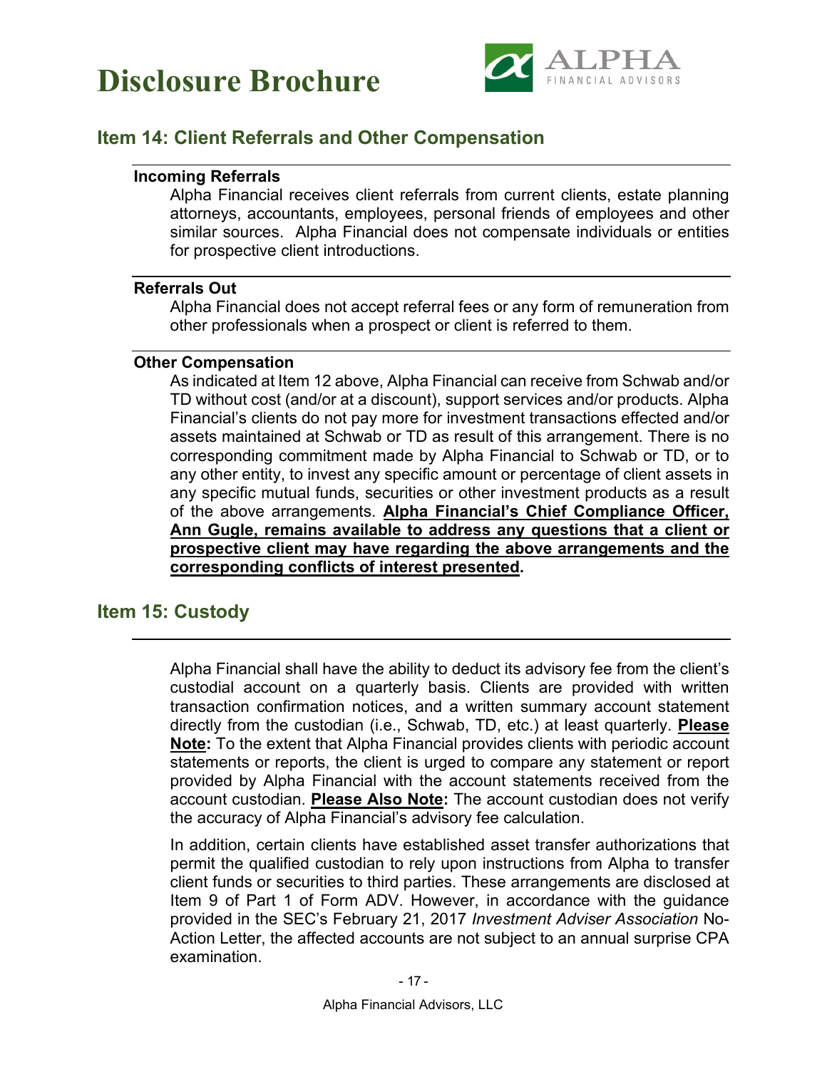## Item 14: Client Referrals and Other Compensation

### Incoming Referrals

Alpha Financial receives client referrals from current clients, estate planning attorneys, accountants, employees, personal friends of employees and other similar sources. Alpha Financial does not compensate individuals or entities for prospective client introductions.

### Referrals Out

Alpha Financial does not accept referral fees or any form of remuneration from other professionals when a prospect or client is referred to them.

### Other Compensation

As indicated at Item 12 above, Alpha Financial can receive from Schwab and/or TD without cost (and/or at a discount), support services and/or products. Alpha Financial's clients do not pay more for investment transactions effected and/or assets maintained at Schwab or TD as result of this arrangement. There is no corresponding commitment made by Alpha Financial to Schwab or TD, or to any other entity, to invest any specific amount or percentage of client assets in any specific mutual funds, securities or other investment products as a result of the above arrangements. **Alpha Financial's Chief Compliance Officer, Ann Gugle, remains available to address any questions that a client or prospective client may have regarding the above arrangements and the corresponding conflicts of interest presented.**

## Item 15: Custody

Alpha Financial shall have the ability to deduct its advisory fee from the client's custodial account on a quarterly basis. Clients are provided with written transaction confirmation notices, and a written summary account statement directly from the custodian (i.e., Schwab, TD, etc.) at least quarterly. **Please Note:** To the extent that Alpha Financial provides clients with periodic account statements or reports, the client is urged to compare any statement or report provided by Alpha Financial with the account statements received from the account custodian. **Please Also Note:** The account custodian does not verify the accuracy of Alpha Financial's advisory fee calculation.

In addition, certain clients have established asset transfer authorizations that permit the qualified custodian to rely upon instructions from Alpha to transfer client funds or securities to third parties. These arrangements are disclosed at Item 9 of Part 1 of Form ADV. However, in accordance with the guidance provided in the SEC's February 21, 2017 *Investment Adviser Association* No-Action Letter, the affected accounts are not subject to an annual surprise CPA examination.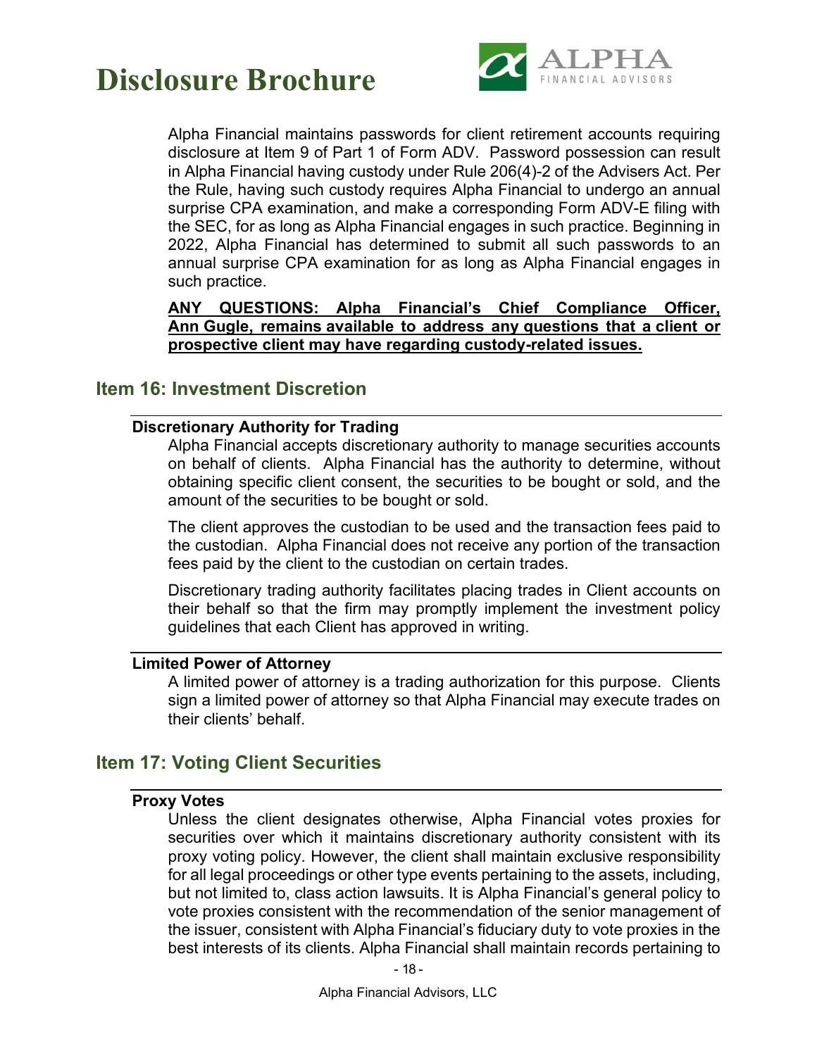Alpha Financial maintains passwords for client retirement accounts requiring disclosure at Item 9 of Part 1 of Form ADV. Password possession can result in Alpha Financial having custody under Rule 206(4)-2 of the Advisers Act. Per the Rule, having such custody requires Alpha Financial to undergo an annual surprise CPA examination, and make a corresponding Form ADV-E filing with the SEC, for as long as Alpha Financial engages in such practice. Beginning in 2022, Alpha Financial has determined to submit all such passwords to an annual surprise CPA examination for as long as Alpha Financial engages in such practice.

**ANY QUESTIONS: Alpha Financial's Chief Compliance Officer, Ann Gugle, remains available to address any questions that a client or prospective client may have regarding custody-related issues.**

## Item 16: Investment Discretion

### Discretionary Authority for Trading

Alpha Financial accepts discretionary authority to manage securities accounts on behalf of clients. Alpha Financial has the authority to determine, without obtaining specific client consent, the securities to be bought or sold, and the amount of the securities to be bought or sold.

The client approves the custodian to be used and the transaction fees paid to the custodian. Alpha Financial does not receive any portion of the transaction fees paid by the client to the custodian on certain trades.

Discretionary trading authority facilitates placing trades in Client accounts on their behalf so that the firm may promptly implement the investment policy guidelines that each Client has approved in writing.

### Limited Power of Attorney

A limited power of attorney is a trading authorization for this purpose. Clients sign a limited power of attorney so that Alpha Financial may execute trades on their clients' behalf.

## Item 17: Voting Client Securities

### Proxy Votes

Unless the client designates otherwise, Alpha Financial votes proxies for securities over which it maintains discretionary authority consistent with its proxy voting policy. However, the client shall maintain exclusive responsibility for all legal proceedings or other type events pertaining to the assets, including, but not limited to, class action lawsuits. It is Alpha Financial's general policy to vote proxies consistent with the recommendation of the senior management of the issuer, consistent with Alpha Financial's fiduciary duty to vote proxies in the best interests of its clients. Alpha Financial shall maintain records pertaining to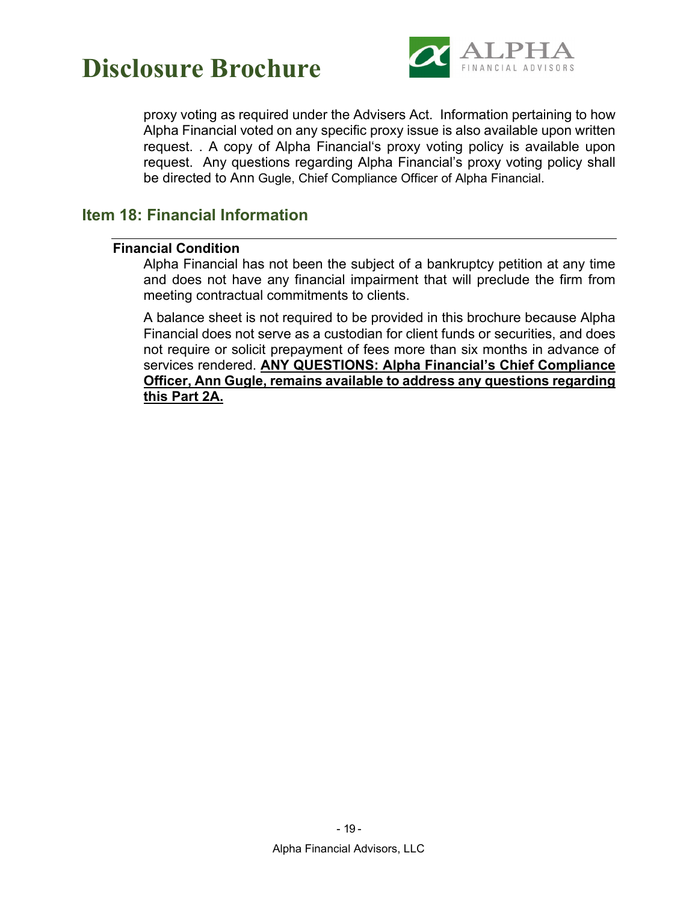proxy voting as required under the Advisers Act. Information pertaining to how Alpha Financial voted on any specific proxy issue is also available upon written request. . A copy of Alpha Financial's proxy voting policy is available upon request. Any questions regarding Alpha Financial's proxy voting policy shall be directed to Ann Gugle, Chief Compliance Officer of Alpha Financial.

## Item 18: Financial Information

### Financial Condition

Alpha Financial has not been the subject of a bankruptcy petition at any time and does not have any financial impairment that will preclude the firm from meeting contractual commitments to clients.

A balance sheet is not required to be provided in this brochure because Alpha Financial does not serve as a custodian for client funds or securities, and does not require or solicit prepayment of fees more than six months in advance of services rendered. **ANY QUESTIONS: Alpha Financial's Chief Compliance Officer, Ann Gugle, remains available to address any questions regarding this Part 2A.**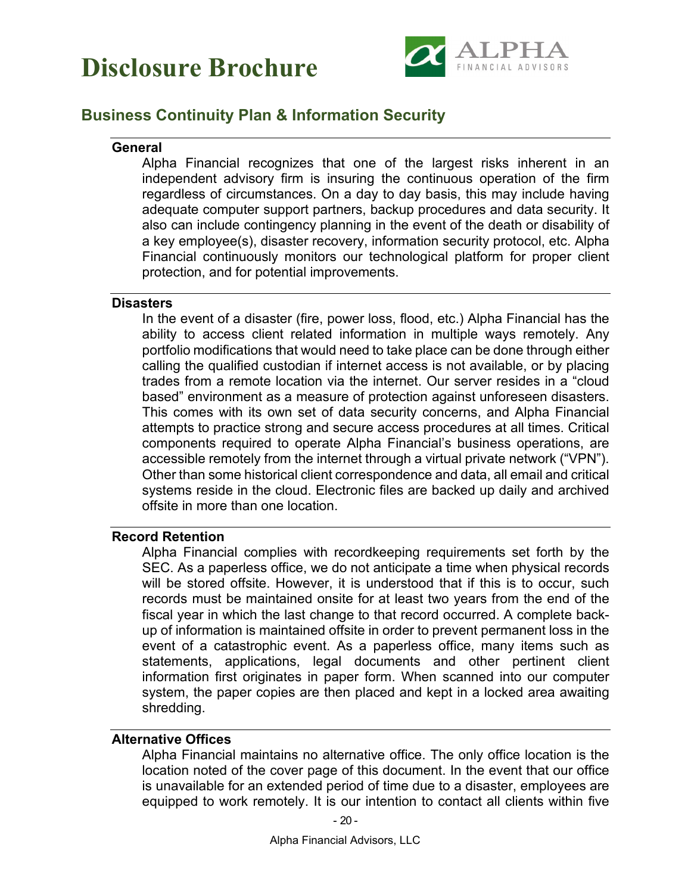## Business Continuity Plan & Information Security

### General

Alpha Financial recognizes that one of the largest risks inherent in an independent advisory firm is insuring the continuous operation of the firm regardless of circumstances. On a day to day basis, this may include having adequate computer support partners, backup procedures and data security. It also can include contingency planning in the event of the death or disability of a key employee(s), disaster recovery, information security protocol, etc. Alpha Financial continuously monitors our technological platform for proper client protection, and for potential improvements.

### Disasters

In the event of a disaster (fire, power loss, flood, etc.) Alpha Financial has the ability to access client related information in multiple ways remotely. Any portfolio modifications that would need to take place can be done through either calling the qualified custodian if internet access is not available, or by placing trades from a remote location via the internet. Our server resides in a "cloud based" environment as a measure of protection against unforeseen disasters. This comes with its own set of data security concerns, and Alpha Financial attempts to practice strong and secure access procedures at all times. Critical components required to operate Alpha Financial's business operations, are accessible remotely from the internet through a virtual private network ("VPN"). Other than some historical client correspondence and data, all email and critical systems reside in the cloud. Electronic files are backed up daily and archived offsite in more than one location.

### Record Retention

Alpha Financial complies with recordkeeping requirements set forth by the SEC. As a paperless office, we do not anticipate a time when physical records will be stored offsite. However, it is understood that if this is to occur, such records must be maintained onsite for at least two years from the end of the fiscal year in which the last change to that record occurred. A complete back-up of information is maintained offsite in order to prevent permanent loss in the event of a catastrophic event. As a paperless office, many items such as statements, applications, legal documents and other pertinent client information first originates in paper form. When scanned into our computer system, the paper copies are then placed and kept in a locked area awaiting shredding.

### Alternative Offices

Alpha Financial maintains no alternative office. The only office location is the location noted of the cover page of this document. In the event that our office is unavailable for an extended period of time due to a disaster, employees are equipped to work remotely. It is our intention to contact all clients within five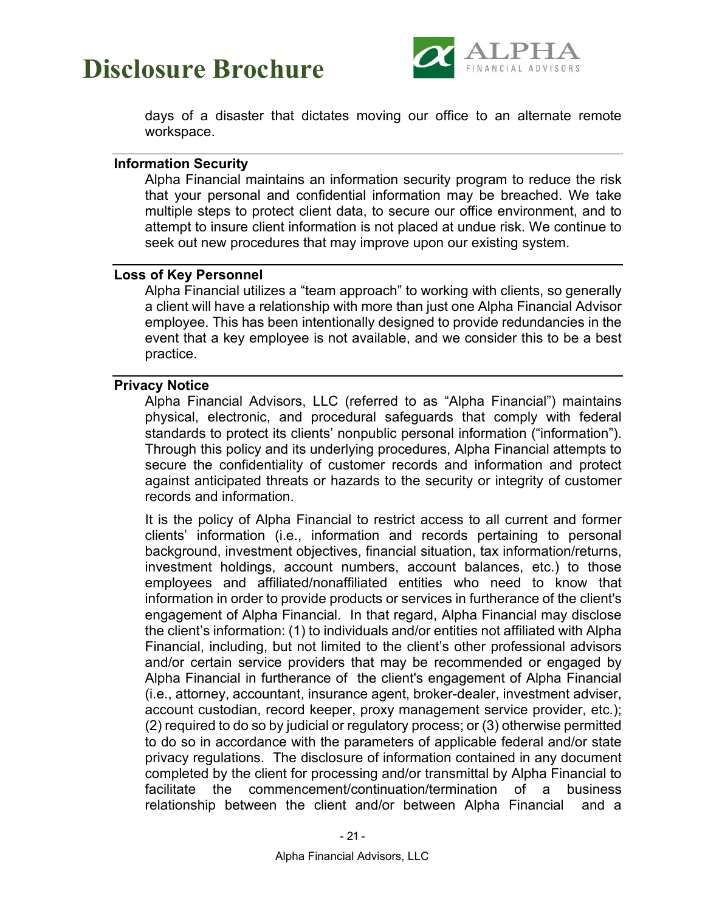days of a disaster that dictates moving our office to an alternate remote workspace.

**Information Security**

Alpha Financial maintains an information security program to reduce the risk that your personal and confidential information may be breached. We take multiple steps to protect client data, to secure our office environment, and to attempt to insure client information is not placed at undue risk. We continue to seek out new procedures that may improve upon our existing system.

**Loss of Key Personnel**

Alpha Financial utilizes a "team approach" to working with clients, so generally a client will have a relationship with more than just one Alpha Financial Advisor employee. This has been intentionally designed to provide redundancies in the event that a key employee is not available, and we consider this to be a best practice.

**Privacy Notice**

Alpha Financial Advisors, LLC (referred to as "Alpha Financial") maintains physical, electronic, and procedural safeguards that comply with federal standards to protect its clients' nonpublic personal information ("information"). Through this policy and its underlying procedures, Alpha Financial attempts to secure the confidentiality of customer records and information and protect against anticipated threats or hazards to the security or integrity of customer records and information.

It is the policy of Alpha Financial to restrict access to all current and former clients' information (i.e., information and records pertaining to personal background, investment objectives, financial situation, tax information/returns, investment holdings, account numbers, account balances, etc.) to those employees and affiliated/nonaffiliated entities who need to know that information in order to provide products or services in furtherance of the client's engagement of Alpha Financial. In that regard, Alpha Financial may disclose the client's information: (1) to individuals and/or entities not affiliated with Alpha Financial, including, but not limited to the client's other professional advisors and/or certain service providers that may be recommended or engaged by Alpha Financial in furtherance of the client's engagement of Alpha Financial (i.e., attorney, accountant, insurance agent, broker-dealer, investment adviser, account custodian, record keeper, proxy management service provider, etc.); (2) required to do so by judicial or regulatory process; or (3) otherwise permitted to do so in accordance with the parameters of applicable federal and/or state privacy regulations. The disclosure of information contained in any document completed by the client for processing and/or transmittal by Alpha Financial to facilitate the commencement/continuation/termination of a business relationship between the client and/or between Alpha Financial and a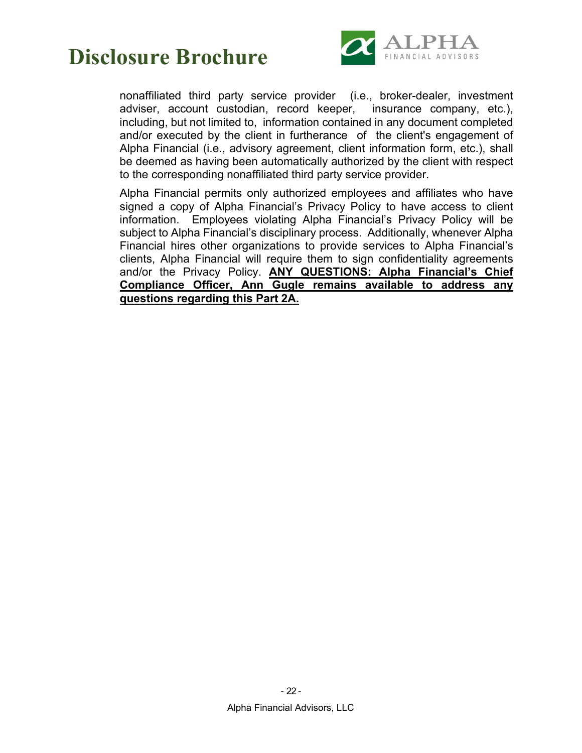nonaffiliated third party service provider (i.e., broker-dealer, investment adviser, account custodian, record keeper, insurance company, etc.), including, but not limited to, information contained in any document completed and/or executed by the client in furtherance of the client's engagement of Alpha Financial (i.e., advisory agreement, client information form, etc.), shall be deemed as having been automatically authorized by the client with respect to the corresponding nonaffiliated third party service provider.

Alpha Financial permits only authorized employees and affiliates who have signed a copy of Alpha Financial's Privacy Policy to have access to client information. Employees violating Alpha Financial's Privacy Policy will be subject to Alpha Financial's disciplinary process. Additionally, whenever Alpha Financial hires other organizations to provide services to Alpha Financial's clients, Alpha Financial will require them to sign confidentiality agreements and/or the Privacy Policy. **ANY QUESTIONS: Alpha Financial's Chief Compliance Officer, Ann Gugle remains available to address any questions regarding this Part 2A.**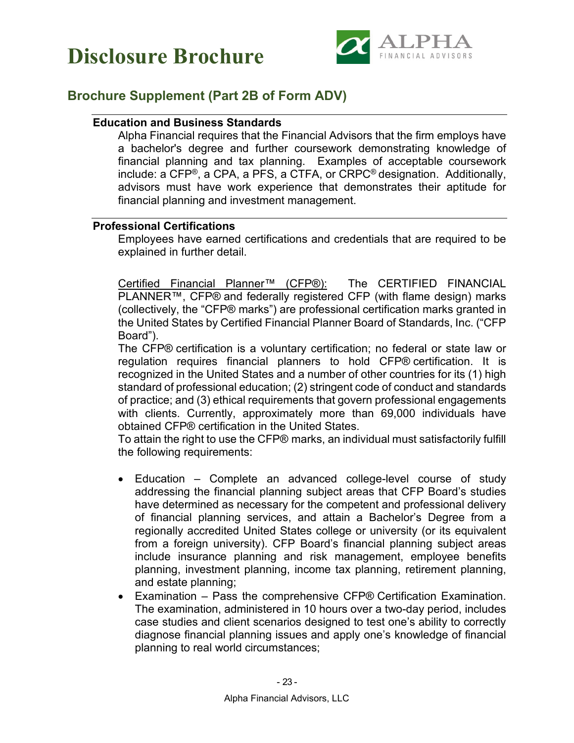## Brochure Supplement (Part 2B of Form ADV)

### Education and Business Standards

Alpha Financial requires that the Financial Advisors that the firm employs have a bachelor's degree and further coursework demonstrating knowledge of financial planning and tax planning. Examples of acceptable coursework include: a CFP®, a CPA, a PFS, a CTFA, or CRPC® designation. Additionally, advisors must have work experience that demonstrates their aptitude for financial planning and investment management.

### Professional Certifications

Employees have earned certifications and credentials that are required to be explained in further detail.

Certified Financial Planner™ (CFP®): The CERTIFIED FINANCIAL PLANNER™, CFP® and federally registered CFP (with flame design) marks (collectively, the "CFP® marks") are professional certification marks granted in the United States by Certified Financial Planner Board of Standards, Inc. ("CFP Board").

The CFP® certification is a voluntary certification; no federal or state law or regulation requires financial planners to hold CFP® certification. It is recognized in the United States and a number of other countries for its (1) high standard of professional education; (2) stringent code of conduct and standards of practice; and (3) ethical requirements that govern professional engagements with clients. Currently, approximately more than 69,000 individuals have obtained CFP® certification in the United States.

To attain the right to use the CFP® marks, an individual must satisfactorily fulfill the following requirements:

- Education – Complete an advanced college-level course of study addressing the financial planning subject areas that CFP Board's studies have determined as necessary for the competent and professional delivery of financial planning services, and attain a Bachelor's Degree from a regionally accredited United States college or university (or its equivalent from a foreign university). CFP Board's financial planning subject areas include insurance planning and risk management, employee benefits planning, investment planning, income tax planning, retirement planning, and estate planning;
- Examination – Pass the comprehensive CFP® Certification Examination. The examination, administered in 10 hours over a two-day period, includes case studies and client scenarios designed to test one's ability to correctly diagnose financial planning issues and apply one's knowledge of financial planning to real world circumstances;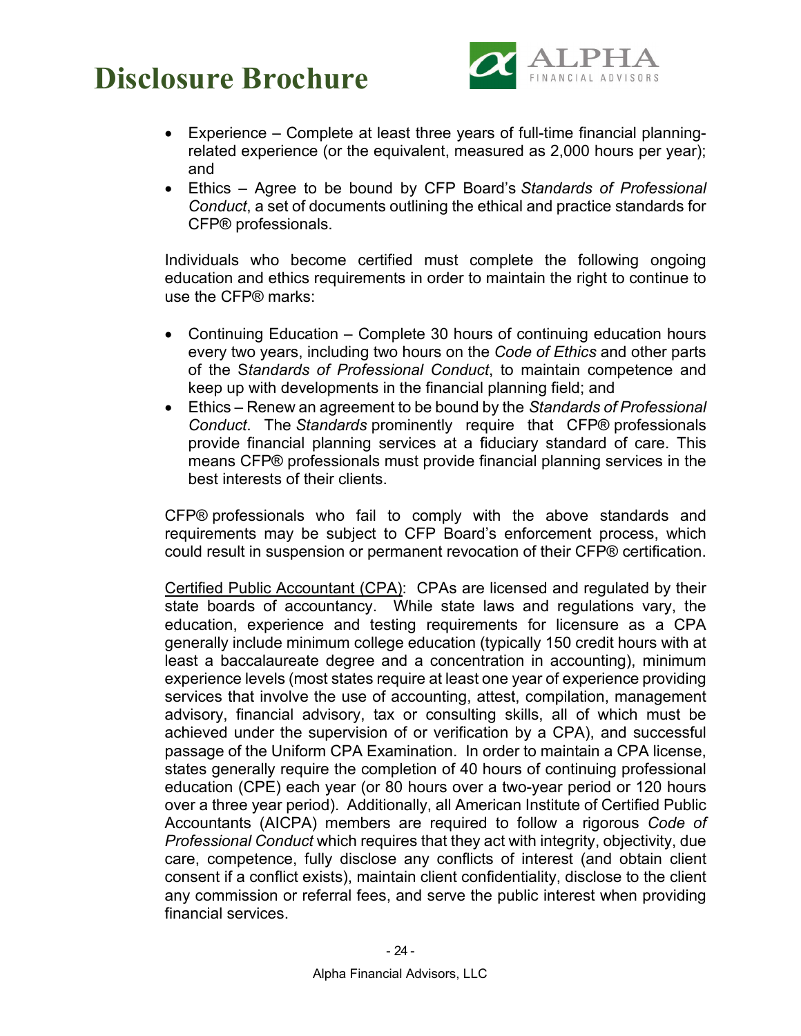- Experience – Complete at least three years of full-time financial planning-related experience (or the equivalent, measured as 2,000 hours per year); and
- Ethics – Agree to be bound by CFP Board's *Standards of Professional Conduct*, a set of documents outlining the ethical and practice standards for CFP® professionals.

Individuals who become certified must complete the following ongoing education and ethics requirements in order to maintain the right to continue to use the CFP® marks:

- Continuing Education – Complete 30 hours of continuing education hours every two years, including two hours on the *Code of Ethics* and other parts of the S*tandards of Professional Conduct*, to maintain competence and keep up with developments in the financial planning field; and
- Ethics – Renew an agreement to be bound by the *Standards of Professional Conduct*. The *Standards* prominently require that CFP® professionals provide financial planning services at a fiduciary standard of care. This means CFP® professionals must provide financial planning services in the best interests of their clients.

CFP® professionals who fail to comply with the above standards and requirements may be subject to CFP Board's enforcement process, which could result in suspension or permanent revocation of their CFP® certification.

Certified Public Accountant (CPA): CPAs are licensed and regulated by their state boards of accountancy. While state laws and regulations vary, the education, experience and testing requirements for licensure as a CPA generally include minimum college education (typically 150 credit hours with at least a baccalaureate degree and a concentration in accounting), minimum experience levels (most states require at least one year of experience providing services that involve the use of accounting, attest, compilation, management advisory, financial advisory, tax or consulting skills, all of which must be achieved under the supervision of or verification by a CPA), and successful passage of the Uniform CPA Examination. In order to maintain a CPA license, states generally require the completion of 40 hours of continuing professional education (CPE) each year (or 80 hours over a two-year period or 120 hours over a three year period). Additionally, all American Institute of Certified Public Accountants (AICPA) members are required to follow a rigorous *Code of Professional Conduct* which requires that they act with integrity, objectivity, due care, competence, fully disclose any conflicts of interest (and obtain client consent if a conflict exists), maintain client confidentiality, disclose to the client any commission or referral fees, and serve the public interest when providing financial services.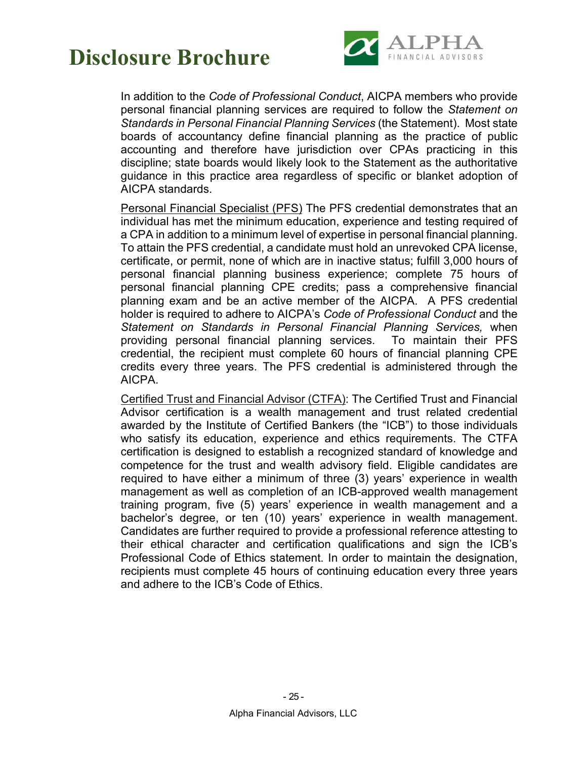In addition to the *Code of Professional Conduct*, AICPA members who provide personal financial planning services are required to follow the *Statement on Standards in Personal Financial Planning Services* (the Statement). Most state boards of accountancy define financial planning as the practice of public accounting and therefore have jurisdiction over CPAs practicing in this discipline; state boards would likely look to the Statement as the authoritative guidance in this practice area regardless of specific or blanket adoption of AICPA standards.

Personal Financial Specialist (PFS) The PFS credential demonstrates that an individual has met the minimum education, experience and testing required of a CPA in addition to a minimum level of expertise in personal financial planning. To attain the PFS credential, a candidate must hold an unrevoked CPA license, certificate, or permit, none of which are in inactive status; fulfill 3,000 hours of personal financial planning business experience; complete 75 hours of personal financial planning CPE credits; pass a comprehensive financial planning exam and be an active member of the AICPA. A PFS credential holder is required to adhere to AICPA's *Code of Professional Conduct* and the *Statement on Standards in Personal Financial Planning Services,* when providing personal financial planning services. To maintain their PFS credential, the recipient must complete 60 hours of financial planning CPE credits every three years. The PFS credential is administered through the AICPA.

Certified Trust and Financial Advisor (CTFA): The Certified Trust and Financial Advisor certification is a wealth management and trust related credential awarded by the Institute of Certified Bankers (the "ICB") to those individuals who satisfy its education, experience and ethics requirements. The CTFA certification is designed to establish a recognized standard of knowledge and competence for the trust and wealth advisory field. Eligible candidates are required to have either a minimum of three (3) years' experience in wealth management as well as completion of an ICB-approved wealth management training program, five (5) years' experience in wealth management and a bachelor's degree, or ten (10) years' experience in wealth management. Candidates are further required to provide a professional reference attesting to their ethical character and certification qualifications and sign the ICB's Professional Code of Ethics statement. In order to maintain the designation, recipients must complete 45 hours of continuing education every three years and adhere to the ICB's Code of Ethics.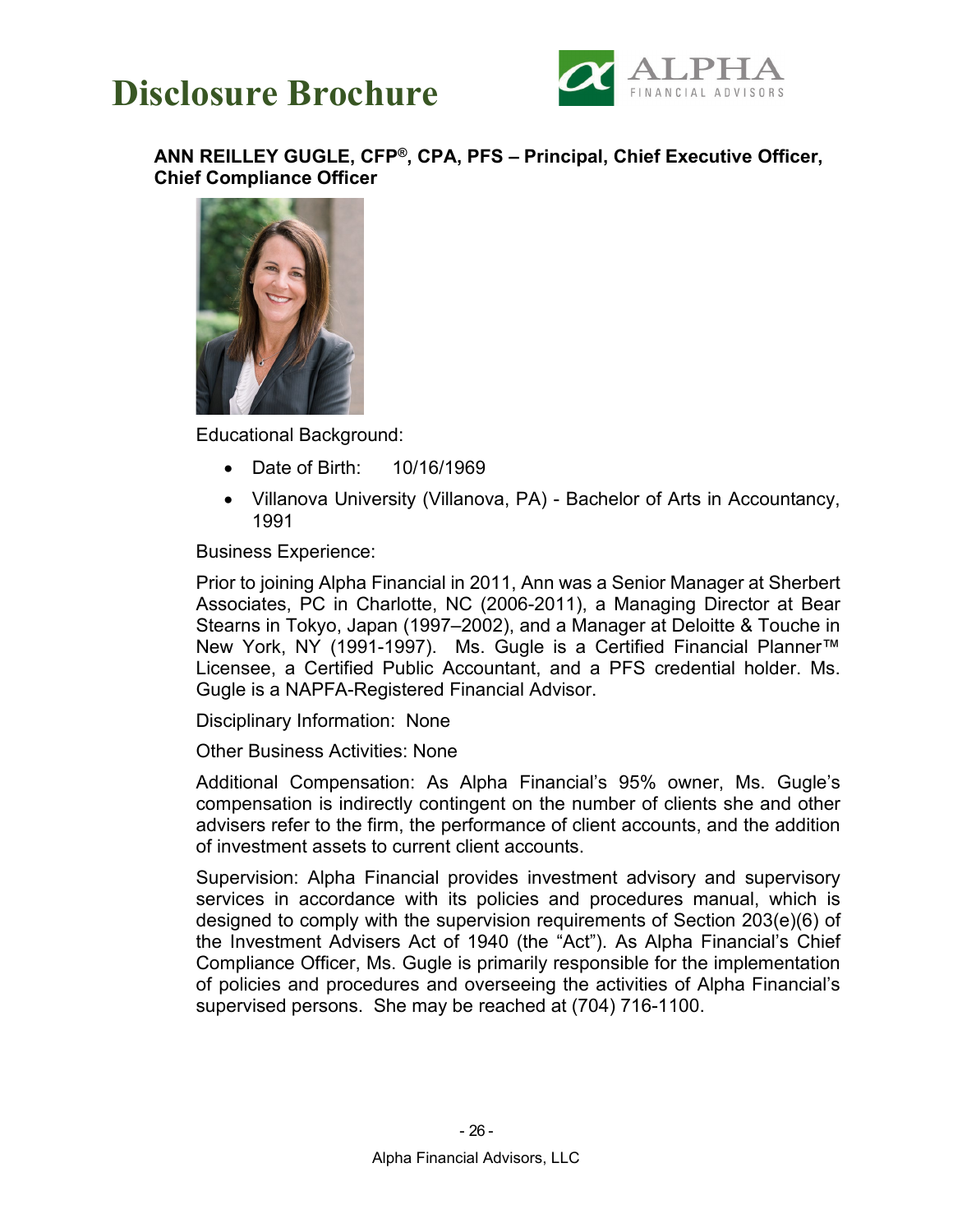**ANN REILLEY GUGLE, CFP®, CPA, PFS – Principal, Chief Executive Officer, Chief Compliance Officer**

Educational Background:

- Date of Birth: 10/16/1969
- Villanova University (Villanova, PA) - Bachelor of Arts in Accountancy, 1991

Business Experience:

Prior to joining Alpha Financial in 2011, Ann was a Senior Manager at Sherbert Associates, PC in Charlotte, NC (2006-2011), a Managing Director at Bear Stearns in Tokyo, Japan (1997–2002), and a Manager at Deloitte & Touche in New York, NY (1991-1997). Ms. Gugle is a Certified Financial Planner™ Licensee, a Certified Public Accountant, and a PFS credential holder. Ms. Gugle is a NAPFA-Registered Financial Advisor.

Disciplinary Information: None

Other Business Activities: None

Additional Compensation: As Alpha Financial's 95% owner, Ms. Gugle's compensation is indirectly contingent on the number of clients she and other advisers refer to the firm, the performance of client accounts, and the addition of investment assets to current client accounts.

Supervision: Alpha Financial provides investment advisory and supervisory services in accordance with its policies and procedures manual, which is designed to comply with the supervision requirements of Section 203(e)(6) of the Investment Advisers Act of 1940 (the "Act"). As Alpha Financial's Chief Compliance Officer, Ms. Gugle is primarily responsible for the implementation of policies and procedures and overseeing the activities of Alpha Financial's supervised persons. She may be reached at (704) 716-1100.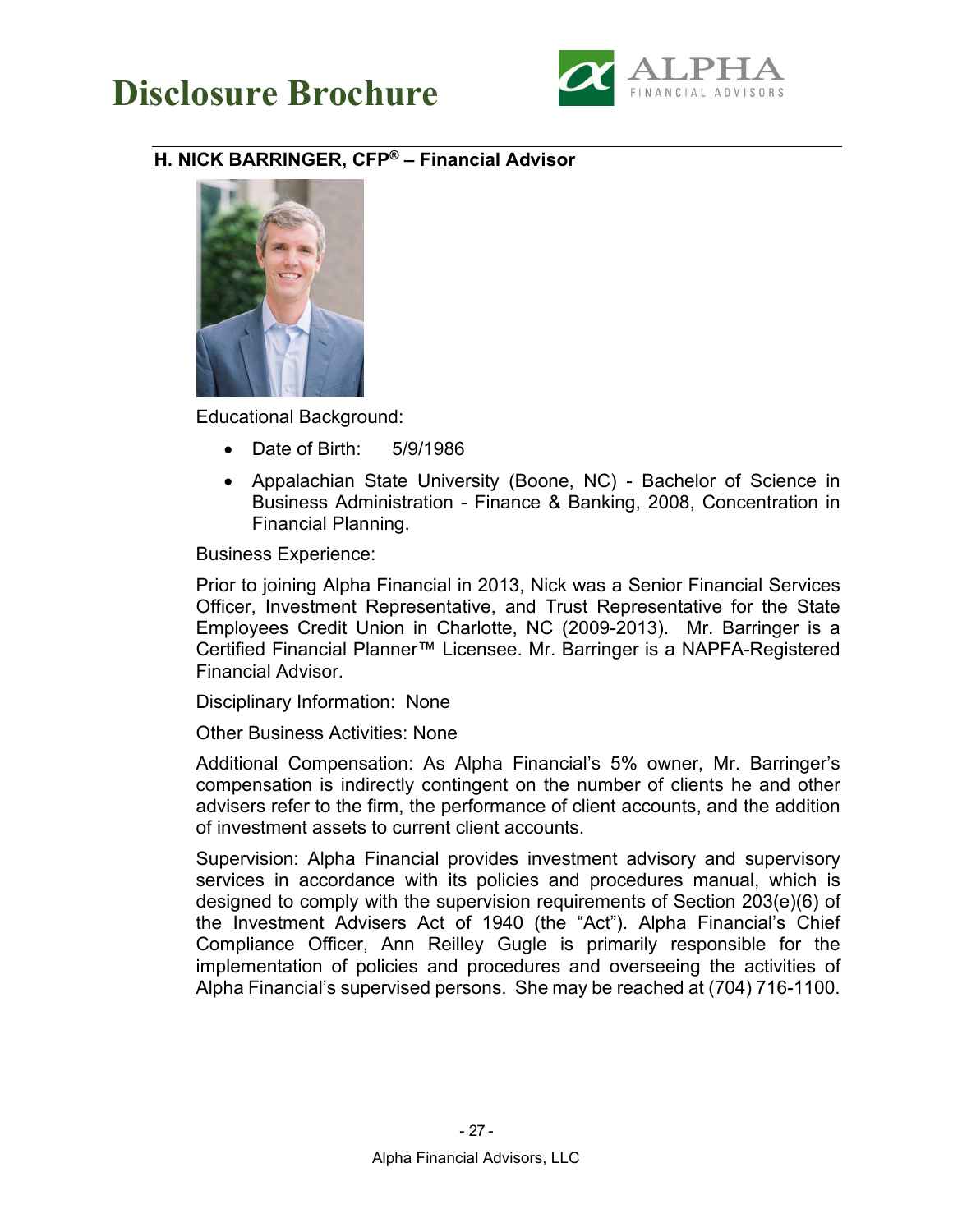## H. NICK BARRINGER, CFP® – Financial Advisor

Educational Background:

- Date of Birth: 5/9/1986
- Appalachian State University (Boone, NC) - Bachelor of Science in Business Administration - Finance & Banking, 2008, Concentration in Financial Planning.

Business Experience:

Prior to joining Alpha Financial in 2013, Nick was a Senior Financial Services Officer, Investment Representative, and Trust Representative for the State Employees Credit Union in Charlotte, NC (2009-2013). Mr. Barringer is a Certified Financial Planner™ Licensee. Mr. Barringer is a NAPFA-Registered Financial Advisor.

Disciplinary Information: None

Other Business Activities: None

Additional Compensation: As Alpha Financial's 5% owner, Mr. Barringer's compensation is indirectly contingent on the number of clients he and other advisers refer to the firm, the performance of client accounts, and the addition of investment assets to current client accounts.

Supervision: Alpha Financial provides investment advisory and supervisory services in accordance with its policies and procedures manual, which is designed to comply with the supervision requirements of Section 203(e)(6) of the Investment Advisers Act of 1940 (the "Act"). Alpha Financial's Chief Compliance Officer, Ann Reilley Gugle is primarily responsible for the implementation of policies and procedures and overseeing the activities of Alpha Financial's supervised persons. She may be reached at (704) 716-1100.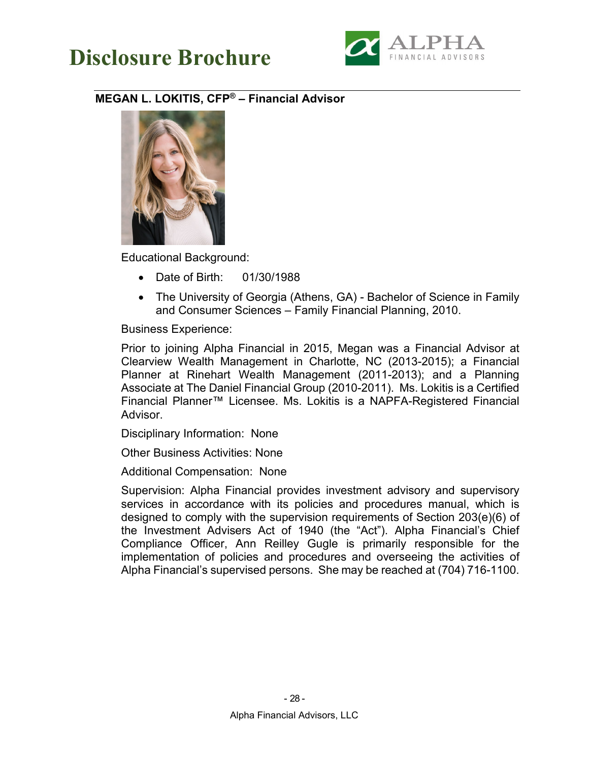## MEGAN L. LOKITIS, CFP® – Financial Advisor

Educational Background:

- Date of Birth: 01/30/1988
- The University of Georgia (Athens, GA) - Bachelor of Science in Family and Consumer Sciences – Family Financial Planning, 2010.

Business Experience:

Prior to joining Alpha Financial in 2015, Megan was a Financial Advisor at Clearview Wealth Management in Charlotte, NC (2013-2015); a Financial Planner at Rinehart Wealth Management (2011-2013); and a Planning Associate at The Daniel Financial Group (2010-2011). Ms. Lokitis is a Certified Financial Planner™ Licensee. Ms. Lokitis is a NAPFA-Registered Financial Advisor.

Disciplinary Information: None

Other Business Activities: None

Additional Compensation: None

Supervision: Alpha Financial provides investment advisory and supervisory services in accordance with its policies and procedures manual, which is designed to comply with the supervision requirements of Section 203(e)(6) of the Investment Advisers Act of 1940 (the "Act"). Alpha Financial's Chief Compliance Officer, Ann Reilley Gugle is primarily responsible for the implementation of policies and procedures and overseeing the activities of Alpha Financial's supervised persons. She may be reached at (704) 716-1100.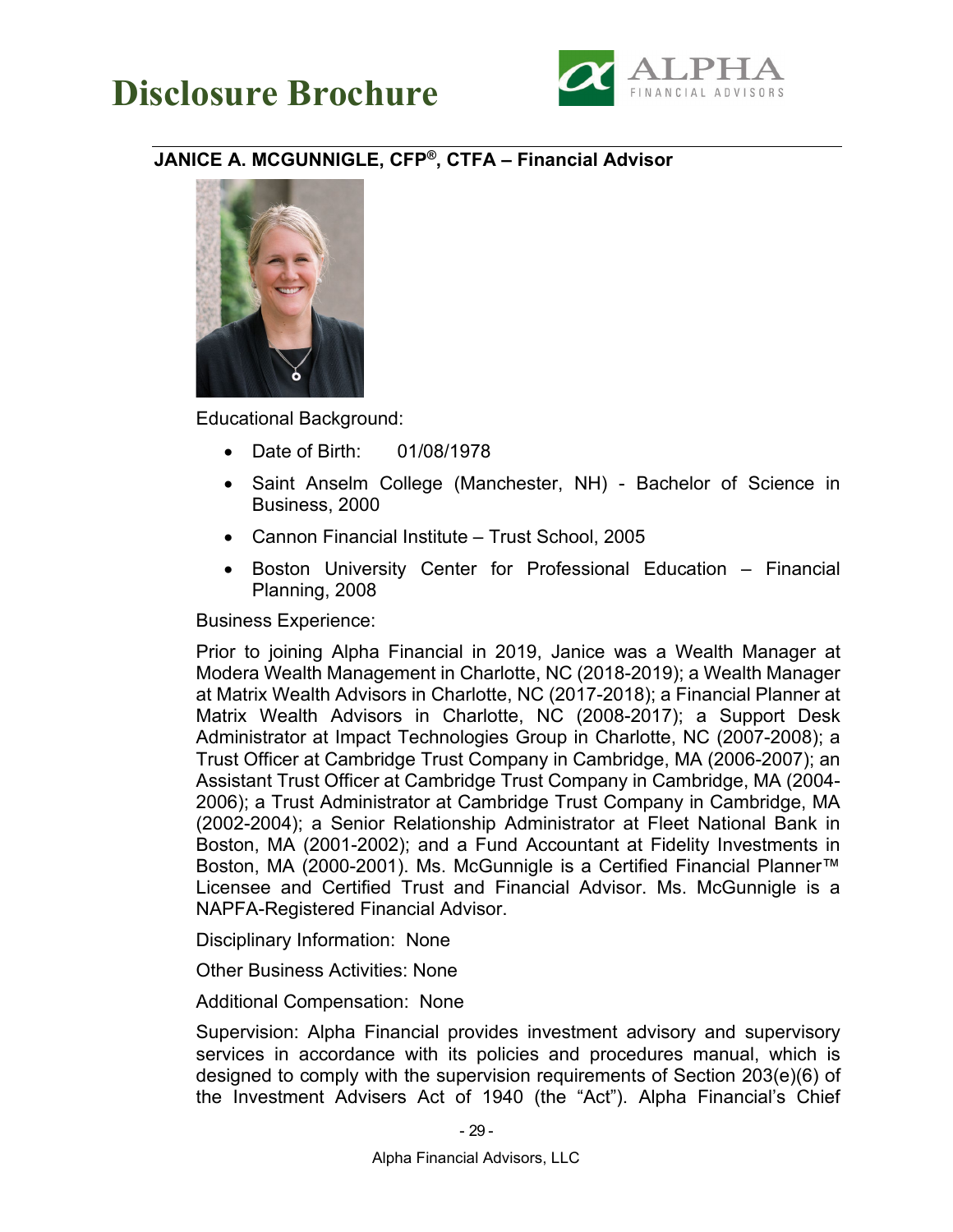## JANICE A. MCGUNNIGLE, CFP®, CTFA – Financial Advisor

Educational Background:

- Date of Birth: 01/08/1978
- Saint Anselm College (Manchester, NH) - Bachelor of Science in Business, 2000
- Cannon Financial Institute – Trust School, 2005
- Boston University Center for Professional Education – Financial Planning, 2008

Business Experience:

Prior to joining Alpha Financial in 2019, Janice was a Wealth Manager at Modera Wealth Management in Charlotte, NC (2018-2019); a Wealth Manager at Matrix Wealth Advisors in Charlotte, NC (2017-2018); a Financial Planner at Matrix Wealth Advisors in Charlotte, NC (2008-2017); a Support Desk Administrator at Impact Technologies Group in Charlotte, NC (2007-2008); a Trust Officer at Cambridge Trust Company in Cambridge, MA (2006-2007); an Assistant Trust Officer at Cambridge Trust Company in Cambridge, MA (2004-2006); a Trust Administrator at Cambridge Trust Company in Cambridge, MA (2002-2004); a Senior Relationship Administrator at Fleet National Bank in Boston, MA (2001-2002); and a Fund Accountant at Fidelity Investments in Boston, MA (2000-2001). Ms. McGunnigle is a Certified Financial Planner™ Licensee and Certified Trust and Financial Advisor. Ms. McGunnigle is a NAPFA-Registered Financial Advisor.

Disciplinary Information: None

Other Business Activities: None

Additional Compensation: None

Supervision: Alpha Financial provides investment advisory and supervisory services in accordance with its policies and procedures manual, which is designed to comply with the supervision requirements of Section 203(e)(6) of the Investment Advisers Act of 1940 (the "Act"). Alpha Financial's Chief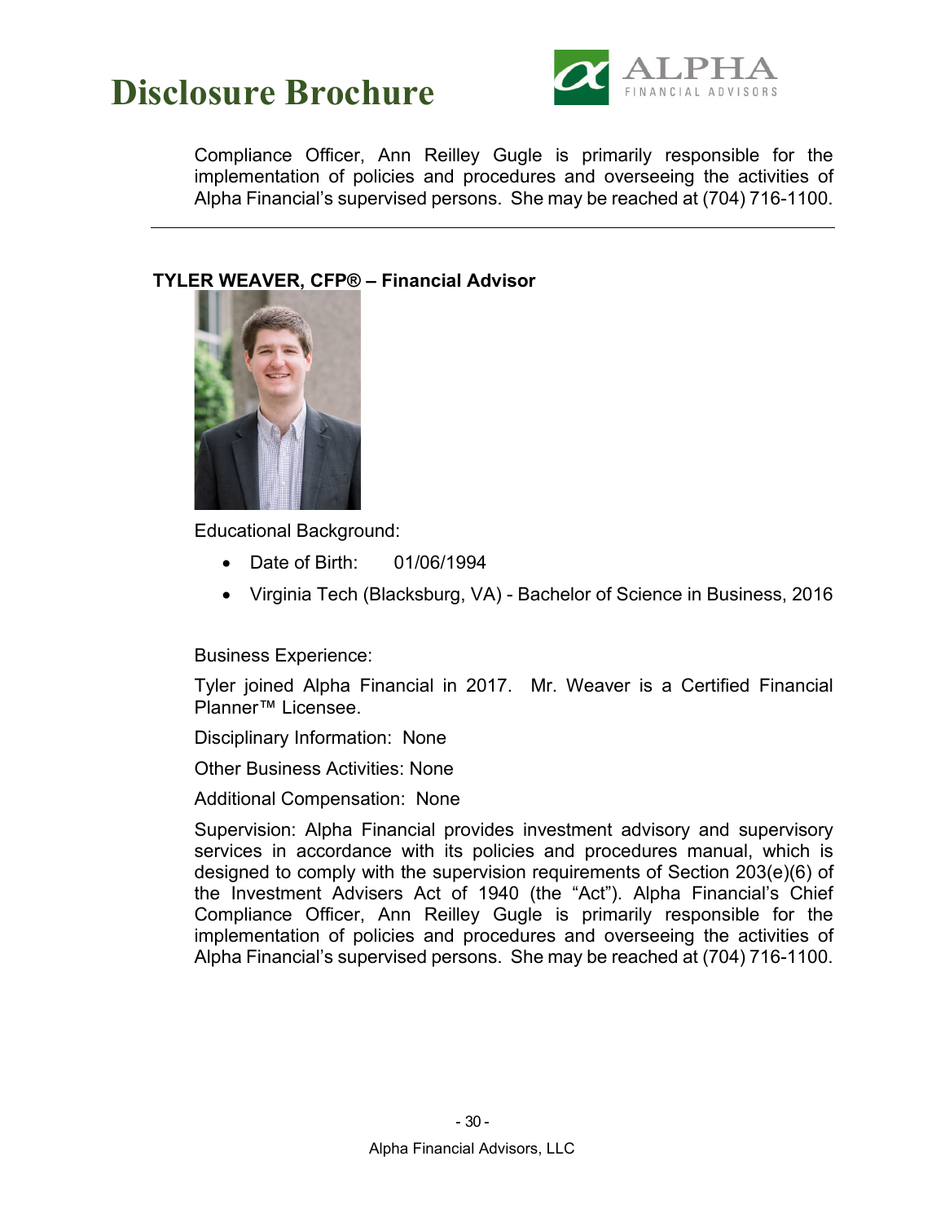Compliance Officer, Ann Reilley Gugle is primarily responsible for the implementation of policies and procedures and overseeing the activities of Alpha Financial's supervised persons. She may be reached at (704) 716-1100.

---

**TYLER WEAVER, CFP® – Financial Advisor**

Educational Background:

- Date of Birth: 01/06/1994
- Virginia Tech (Blacksburg, VA) - Bachelor of Science in Business, 2016

Business Experience:

Tyler joined Alpha Financial in 2017. Mr. Weaver is a Certified Financial Planner™ Licensee.

Disciplinary Information: None

Other Business Activities: None

Additional Compensation: None

Supervision: Alpha Financial provides investment advisory and supervisory services in accordance with its policies and procedures manual, which is designed to comply with the supervision requirements of Section 203(e)(6) of the Investment Advisers Act of 1940 (the "Act"). Alpha Financial's Chief Compliance Officer, Ann Reilley Gugle is primarily responsible for the implementation of policies and procedures and overseeing the activities of Alpha Financial's supervised persons. She may be reached at (704) 716-1100.